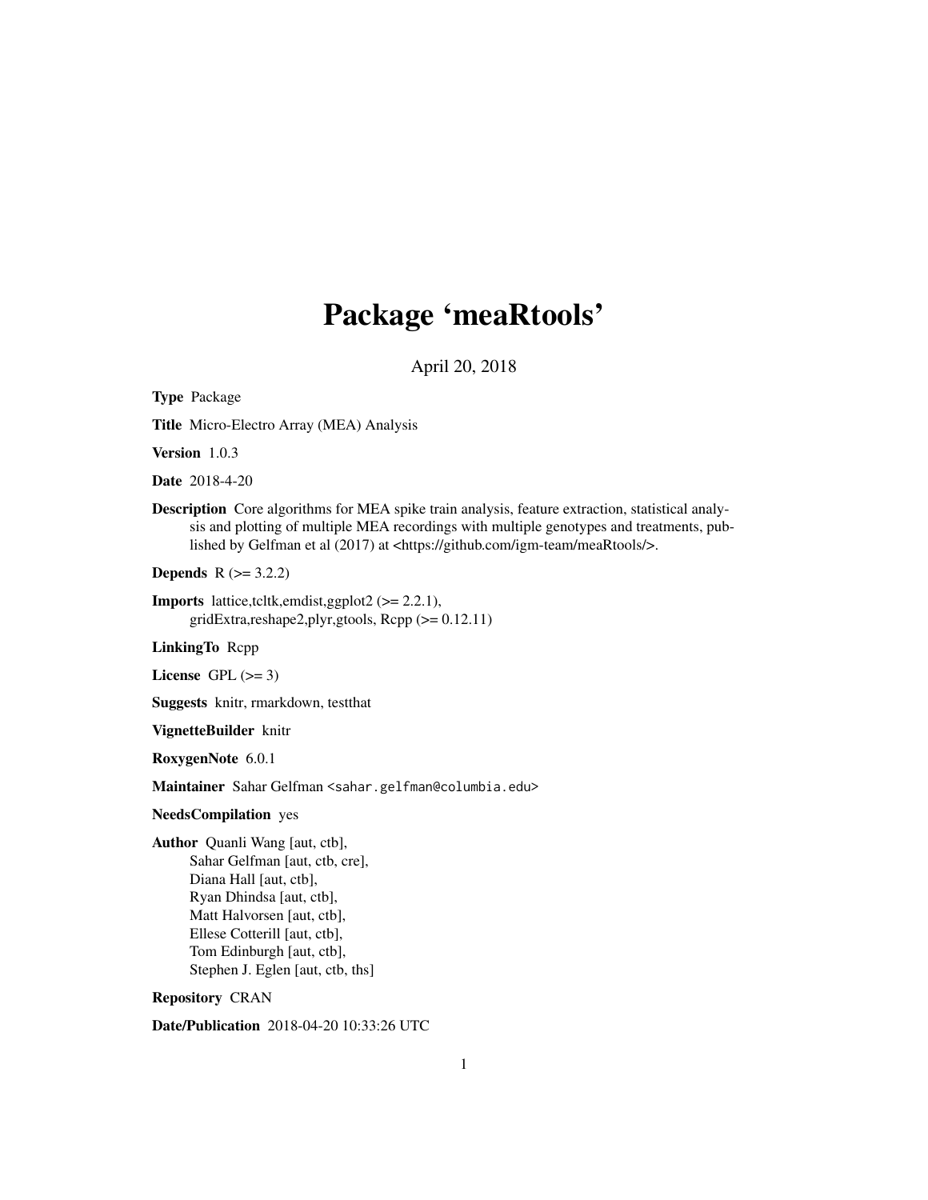# Package 'meaRtools'

April 20, 2018

**Type** Package

**Title** Micro-Electro Array (MEA) Analysis

**Version** 1.0.3

**Date** 2018-4-20

**Description** Core algorithms for MEA spike train analysis, feature extraction, statistical analysis and plotting of multiple MEA recordings with multiple genotypes and treatments, published by Gelfman et al (2017) at <https://github.com/igm-team/meaRtools/>.

**Depends** R (>= 3.2.2)

**Imports** lattice,tcltk,emdist,ggplot2 (>= 2.2.1), gridExtra,reshape2,plyr,gtools, Rcpp (>= 0.12.11)

**LinkingTo** Rcpp

**License** GPL (>= 3)

**Suggests** knitr, rmarkdown, testthat

**VignetteBuilder** knitr

**RoxygenNote** 6.0.1

**Maintainer** Sahar Gelfman <sahar.gelfman@columbia.edu>

**NeedsCompilation** yes

**Author** Quanli Wang [aut, ctb],
Sahar Gelfman [aut, ctb, cre],
Diana Hall [aut, ctb],
Ryan Dhindsa [aut, ctb],
Matt Halvorsen [aut, ctb],
Ellese Cotterill [aut, ctb],
Tom Edinburgh [aut, ctb],
Stephen J. Eglen [aut, ctb, ths]

**Repository** CRAN

**Date/Publication** 2018-04-20 10:33:26 UTC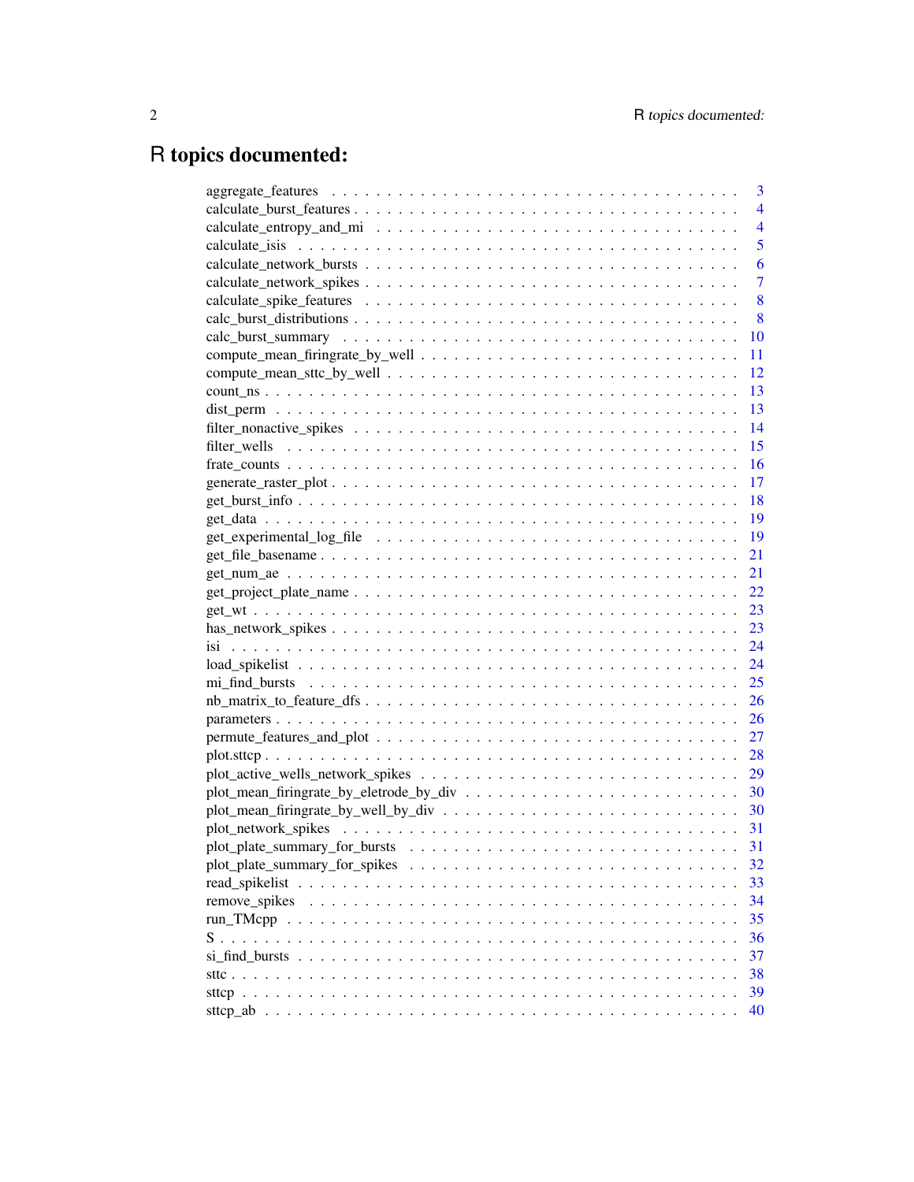# R topics documented:

aggregate_features . . . . . . . . . . . . . . . . . . . . . . . . . . . . . . . . . . . . 3
calculate_burst_features . . . . . . . . . . . . . . . . . . . . . . . . . . . . . . . . . . 4
calculate_entropy_and_mi . . . . . . . . . . . . . . . . . . . . . . . . . . . . . . . . . 4
calculate_isis . . . . . . . . . . . . . . . . . . . . . . . . . . . . . . . . . . . . . . . 5
calculate_network_bursts . . . . . . . . . . . . . . . . . . . . . . . . . . . . . . . . . 6
calculate_network_spikes . . . . . . . . . . . . . . . . . . . . . . . . . . . . . . . . . 7
calculate_spike_features . . . . . . . . . . . . . . . . . . . . . . . . . . . . . . . . . 8
calc_burst_distributions . . . . . . . . . . . . . . . . . . . . . . . . . . . . . . . . . 8
calc_burst_summary . . . . . . . . . . . . . . . . . . . . . . . . . . . . . . . . . . . 10
compute_mean_firingrate_by_well . . . . . . . . . . . . . . . . . . . . . . . . . . . . 11
compute_mean_sttc_by_well . . . . . . . . . . . . . . . . . . . . . . . . . . . . . . . 12
count_ns . . . . . . . . . . . . . . . . . . . . . . . . . . . . . . . . . . . . . . . . . 13
dist_perm . . . . . . . . . . . . . . . . . . . . . . . . . . . . . . . . . . . . . . . . 13
filter_nonactive_spikes . . . . . . . . . . . . . . . . . . . . . . . . . . . . . . . . . 14
filter_wells . . . . . . . . . . . . . . . . . . . . . . . . . . . . . . . . . . . . . . . 15
frate_counts . . . . . . . . . . . . . . . . . . . . . . . . . . . . . . . . . . . . . . . 16
generate_raster_plot . . . . . . . . . . . . . . . . . . . . . . . . . . . . . . . . . . . 17
get_burst_info . . . . . . . . . . . . . . . . . . . . . . . . . . . . . . . . . . . . . . 18
get_data . . . . . . . . . . . . . . . . . . . . . . . . . . . . . . . . . . . . . . . . . 19
get_experimental_log_file . . . . . . . . . . . . . . . . . . . . . . . . . . . . . . . . 19
get_file_basename . . . . . . . . . . . . . . . . . . . . . . . . . . . . . . . . . . . . 21
get_num_ae . . . . . . . . . . . . . . . . . . . . . . . . . . . . . . . . . . . . . . . . 21
get_project_plate_name . . . . . . . . . . . . . . . . . . . . . . . . . . . . . . . . . 22
get_wt . . . . . . . . . . . . . . . . . . . . . . . . . . . . . . . . . . . . . . . . . . 23
has_network_spikes . . . . . . . . . . . . . . . . . . . . . . . . . . . . . . . . . . . 23
isi . . . . . . . . . . . . . . . . . . . . . . . . . . . . . . . . . . . . . . . . . . . . 24
load_spikelist . . . . . . . . . . . . . . . . . . . . . . . . . . . . . . . . . . . . . . 24
mi_find_bursts . . . . . . . . . . . . . . . . . . . . . . . . . . . . . . . . . . . . . . 25
nb_matrix_to_feature_dfs . . . . . . . . . . . . . . . . . . . . . . . . . . . . . . . . 26
parameters . . . . . . . . . . . . . . . . . . . . . . . . . . . . . . . . . . . . . . . . 26
permute_features_and_plot . . . . . . . . . . . . . . . . . . . . . . . . . . . . . . . . 27
plot.sttcp . . . . . . . . . . . . . . . . . . . . . . . . . . . . . . . . . . . . . . . . 28
plot_active_wells_network_spikes . . . . . . . . . . . . . . . . . . . . . . . . . . . . 29
plot_mean_firingrate_by_eletrode_by_div . . . . . . . . . . . . . . . . . . . . . . . . 30
plot_mean_firingrate_by_well_by_div . . . . . . . . . . . . . . . . . . . . . . . . . . 30
plot_network_spikes . . . . . . . . . . . . . . . . . . . . . . . . . . . . . . . . . . . 31
plot_plate_summary_for_bursts . . . . . . . . . . . . . . . . . . . . . . . . . . . . . 31
plot_plate_summary_for_spikes . . . . . . . . . . . . . . . . . . . . . . . . . . . . . 32
read_spikelist . . . . . . . . . . . . . . . . . . . . . . . . . . . . . . . . . . . . . . 33
remove_spikes . . . . . . . . . . . . . . . . . . . . . . . . . . . . . . . . . . . . . . 34
run_TMcpp . . . . . . . . . . . . . . . . . . . . . . . . . . . . . . . . . . . . . . . . 35
S . . . . . . . . . . . . . . . . . . . . . . . . . . . . . . . . . . . . . . . . . . . . . 36
si_find_bursts . . . . . . . . . . . . . . . . . . . . . . . . . . . . . . . . . . . . . . 37
sttc . . . . . . . . . . . . . . . . . . . . . . . . . . . . . . . . . . . . . . . . . . . 38
sttcp . . . . . . . . . . . . . . . . . . . . . . . . . . . . . . . . . . . . . . . . . . . 39
sttcp_ab . . . . . . . . . . . . . . . . . . . . . . . . . . . . . . . . . . . . . . . . . 40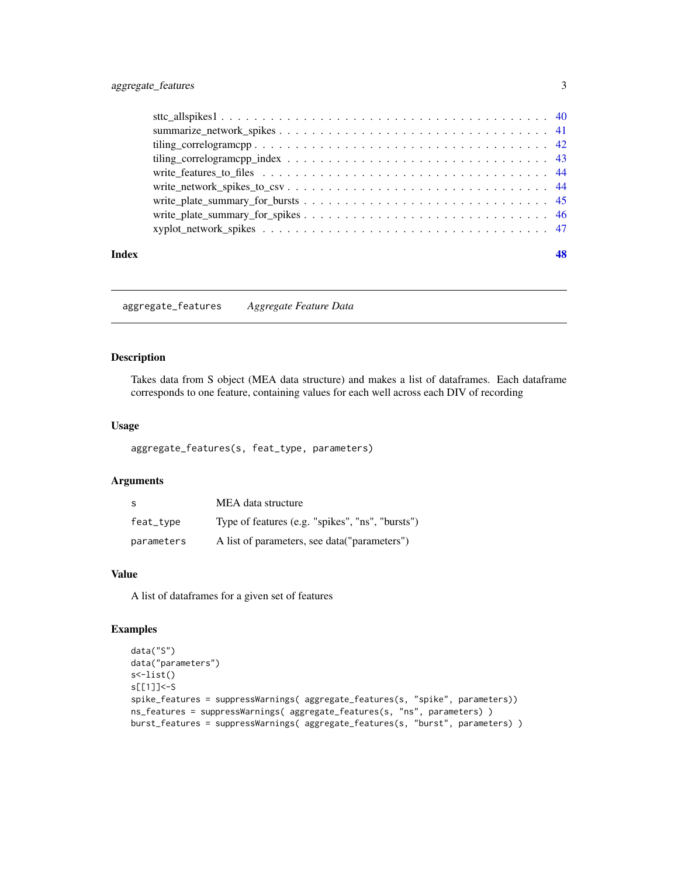sttc_allspikes1 . . . . . . . . . . . . . . . . . . . . . . . . . . . . . . . . . . . . . . . 40
summarize_network_spikes . . . . . . . . . . . . . . . . . . . . . . . . . . . . . . . . . . 41
tiling_correlogramcpp . . . . . . . . . . . . . . . . . . . . . . . . . . . . . . . . . . . . 42
tiling_correlogramcpp_index . . . . . . . . . . . . . . . . . . . . . . . . . . . . . . . . . 43
write_features_to_files . . . . . . . . . . . . . . . . . . . . . . . . . . . . . . . . . . . 44
write_network_spikes_to_csv . . . . . . . . . . . . . . . . . . . . . . . . . . . . . . . . . 44
write_plate_summary_for_bursts . . . . . . . . . . . . . . . . . . . . . . . . . . . . . . . 45
write_plate_summary_for_spikes . . . . . . . . . . . . . . . . . . . . . . . . . . . . . . . 46
xyplot_network_spikes . . . . . . . . . . . . . . . . . . . . . . . . . . . . . . . . . . . . 47

**Index** **48**

---

## aggregate_features *Aggregate Feature Data*

### Description

Takes data from S object (MEA data structure) and makes a list of dataframes. Each dataframe corresponds to one feature, containing values for each well across each DIV of recording

### Usage

```
aggregate_features(s, feat_type, parameters)
```

### Arguments

| | |
|---|---|
| s | MEA data structure |
| feat_type | Type of features (e.g. "spikes", "ns", "bursts") |
| parameters | A list of parameters, see data("parameters") |

### Value

A list of dataframes for a given set of features

### Examples

```
data("S")
data("parameters")
s<-list()
s[[1]]<-S
spike_features = suppressWarnings( aggregate_features(s, "spike", parameters))
ns_features = suppressWarnings( aggregate_features(s, "ns", parameters) )
burst_features = suppressWarnings( aggregate_features(s, "burst", parameters) )
```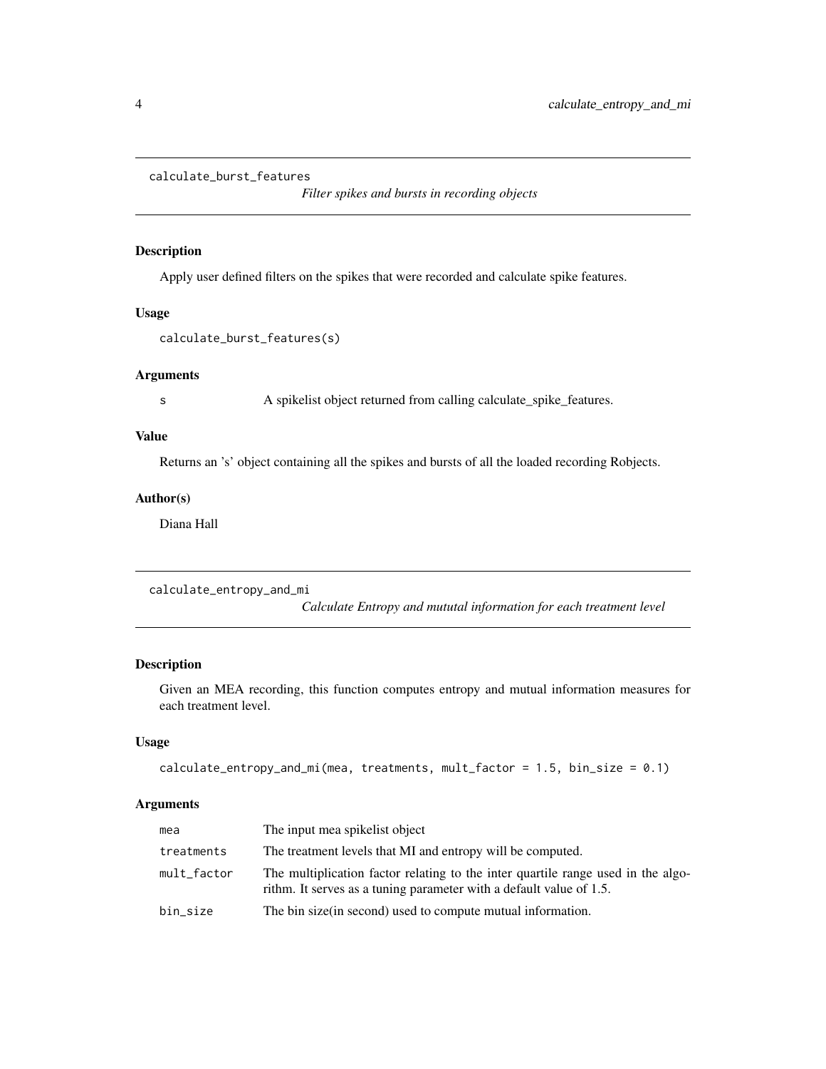```
calculate_burst_features
```

*Filter spikes and bursts in recording objects*

### Description

Apply user defined filters on the spikes that were recorded and calculate spike features.

### Usage

```
calculate_burst_features(s)
```

### Arguments

| | |
|---|---|
| s | A spikelist object returned from calling calculate_spike_features. |

### Value

Returns an 's' object containing all the spikes and bursts of all the loaded recording Robjects.

### Author(s)

Diana Hall

```
calculate_entropy_and_mi
```

*Calculate Entropy and mututal information for each treatment level*

### Description

Given an MEA recording, this function computes entropy and mutual information measures for each treatment level.

### Usage

```
calculate_entropy_and_mi(mea, treatments, mult_factor = 1.5, bin_size = 0.1)
```

### Arguments

| | |
|---|---|
| mea | The input mea spikelist object |
| treatments | The treatment levels that MI and entropy will be computed. |
| mult_factor | The multiplication factor relating to the inter quartile range used in the algorithm. It serves as a tuning parameter with a default value of 1.5. |
| bin_size | The bin size(in second) used to compute mutual information. |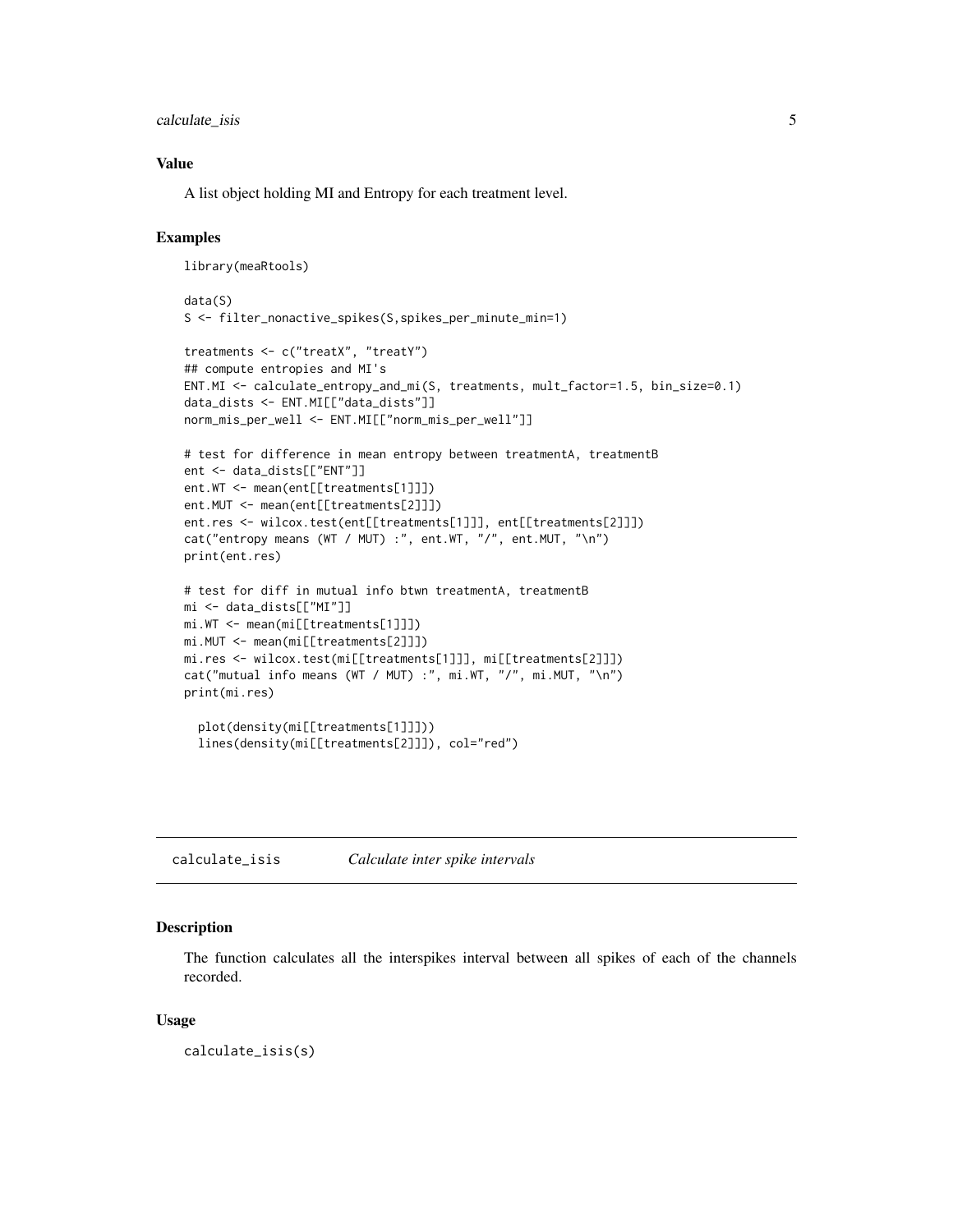### Value

A list object holding MI and Entropy for each treatment level.

### Examples

```
library(meaRtools)

data(S)
S <- filter_nonactive_spikes(S,spikes_per_minute_min=1)

treatments <- c("treatX", "treatY")
## compute entropies and MI's
ENT.MI <- calculate_entropy_and_mi(S, treatments, mult_factor=1.5, bin_size=0.1)
data_dists <- ENT.MI[["data_dists"]]
norm_mis_per_well <- ENT.MI[["norm_mis_per_well"]]

# test for difference in mean entropy between treatmentA, treatmentB
ent <- data_dists[["ENT"]]
ent.WT <- mean(ent[[treatments[1]]])
ent.MUT <- mean(ent[[treatments[2]]])
ent.res <- wilcox.test(ent[[treatments[1]]], ent[[treatments[2]]])
cat("entropy means (WT / MUT) :", ent.WT, "/", ent.MUT, "\n")
print(ent.res)

# test for diff in mutual info btwn treatmentA, treatmentB
mi <- data_dists[["MI"]]
mi.WT <- mean(mi[[treatments[1]]])
mi.MUT <- mean(mi[[treatments[2]]])
mi.res <- wilcox.test(mi[[treatments[1]]], mi[[treatments[2]]])
cat("mutual info means (WT / MUT) :", mi.WT, "/", mi.MUT, "\n")
print(mi.res)

  plot(density(mi[[treatments[1]]]))
  lines(density(mi[[treatments[2]]]), col="red")
```

---

## calculate_isis &nbsp;&nbsp;&nbsp; *Calculate inter spike intervals*

---

### Description

The function calculates all the interspikes interval between all spikes of each of the channels recorded.

### Usage

```
calculate_isis(s)
```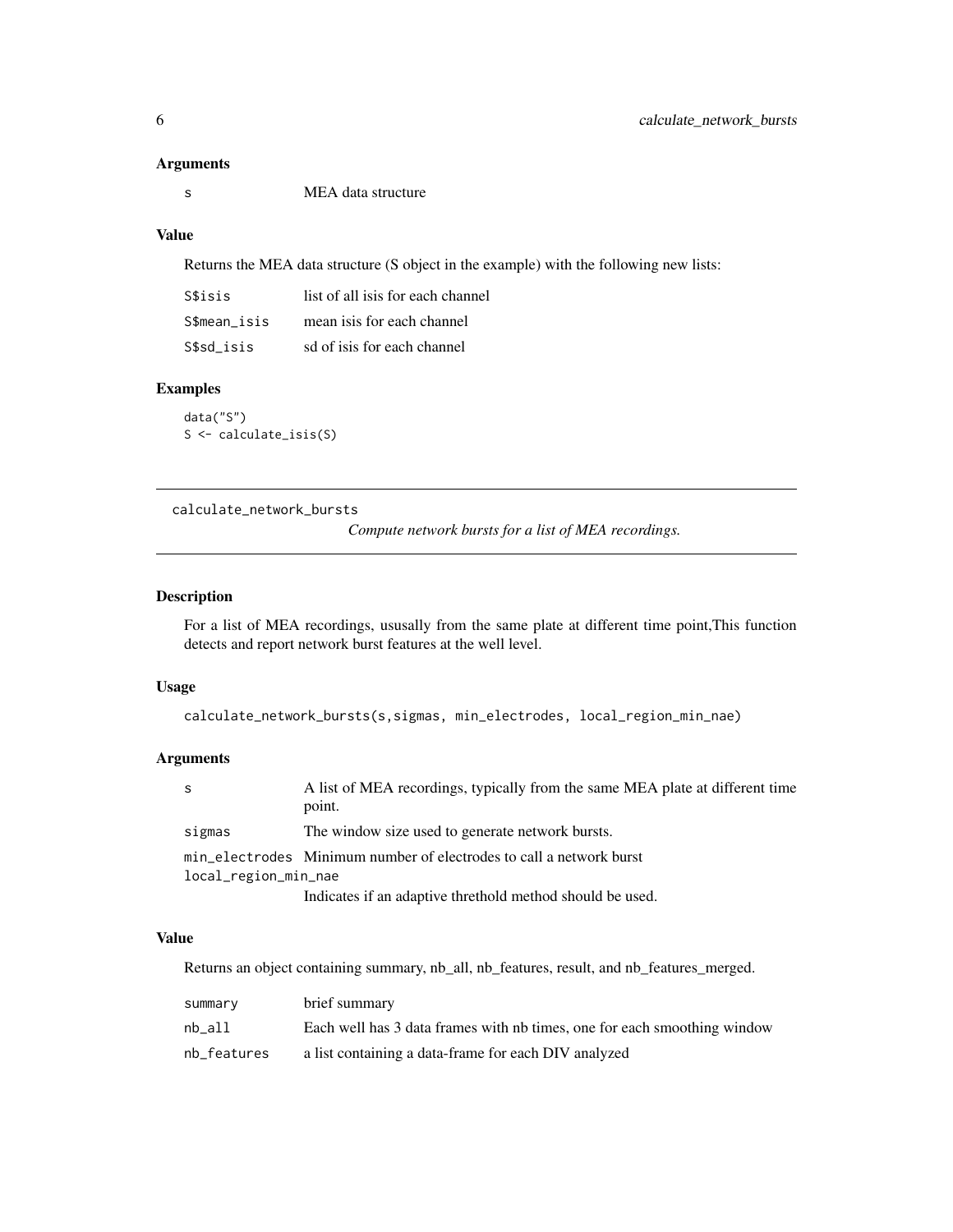### Arguments

| | |
|---|---|
| s | MEA data structure |

### Value

Returns the MEA data structure (S object in the example) with the following new lists:

| | |
|---|---|
| S$isis | list of all isis for each channel |
| S$mean_isis | mean isis for each channel |
| S$sd_isis | sd of isis for each channel |

### Examples

```
data("S")
S <- calculate_isis(S)
```

---

## calculate_network_bursts

*Compute network bursts for a list of MEA recordings.*

---

### Description

For a list of MEA recordings, ususally from the same plate at different time point,This function detects and report network burst features at the well level.

### Usage

```
calculate_network_bursts(s,sigmas, min_electrodes, local_region_min_nae)
```

### Arguments

| | |
|---|---|
| s | A list of MEA recordings, typically from the same MEA plate at different time point. |
| sigmas | The window size used to generate network bursts. |
| min_electrodes | Minimum number of electrodes to call a network burst |
| local_region_min_nae | Indicates if an adaptive threthold method should be used. |

### Value

Returns an object containing summary, nb_all, nb_features, result, and nb_features_merged.

| | |
|---|---|
| summary | brief summary |
| nb_all | Each well has 3 data frames with nb times, one for each smoothing window |
| nb_features | a list containing a data-frame for each DIV analyzed |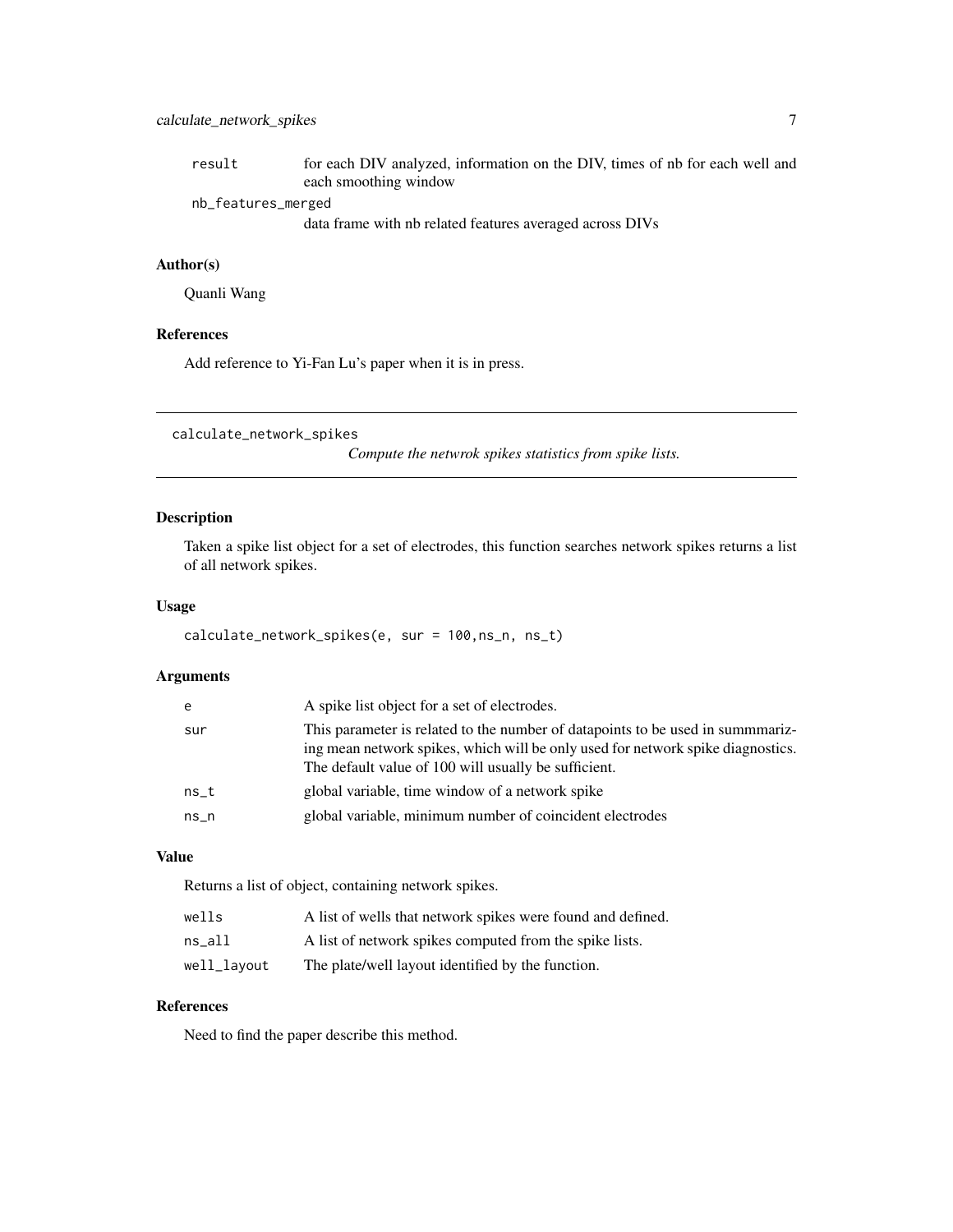| | |
|---|---|
| result | for each DIV analyzed, information on the DIV, times of nb for each well and each smoothing window |
| nb_features_merged | data frame with nb related features averaged across DIVs |

### Author(s)

Quanli Wang

### References

Add reference to Yi-Fan Lu's paper when it is in press.

---

## calculate_network_spikes

*Compute the netwrok spikes statistics from spike lists.*

---

### Description

Taken a spike list object for a set of electrodes, this function searches network spikes returns a list of all network spikes.

### Usage

```
calculate_network_spikes(e, sur = 100,ns_n, ns_t)
```

### Arguments

| | |
|---|---|
| e | A spike list object for a set of electrodes. |
| sur | This parameter is related to the number of datapoints to be used in summmarizing mean network spikes, which will be only used for network spike diagnostics. The default value of 100 will usually be sufficient. |
| ns_t | global variable, time window of a network spike |
| ns_n | global variable, minimum number of coincident electrodes |

### Value

Returns a list of object, containing network spikes.

| | |
|---|---|
| wells | A list of wells that network spikes were found and defined. |
| ns_all | A list of network spikes computed from the spike lists. |
| well_layout | The plate/well layout identified by the function. |

### References

Need to find the paper describe this method.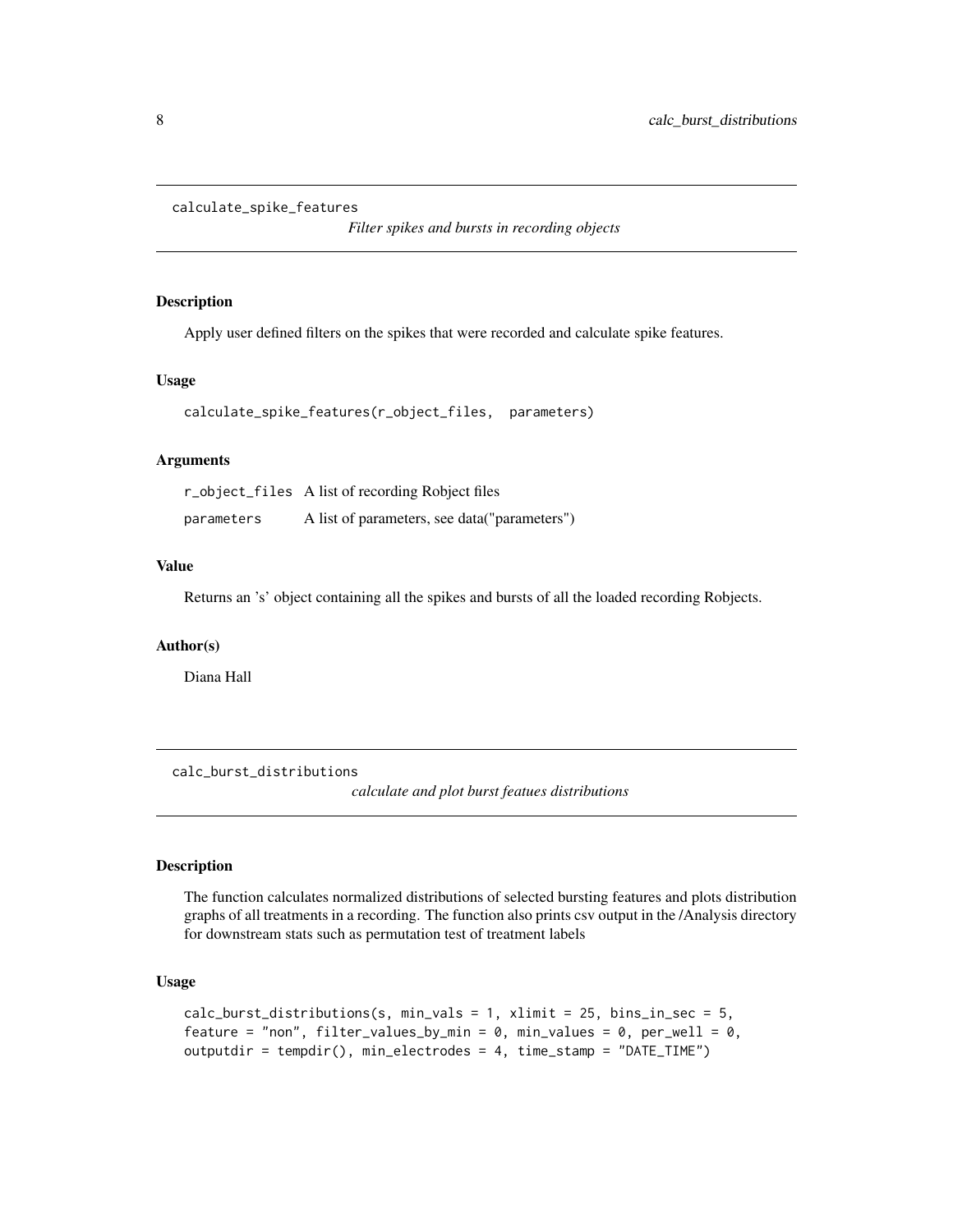## calculate_spike_features

*Filter spikes and bursts in recording objects*

### Description

Apply user defined filters on the spikes that were recorded and calculate spike features.

### Usage

```
calculate_spike_features(r_object_files,  parameters)
```

### Arguments

| | |
|---|---|
| r_object_files | A list of recording Robject files |
| parameters | A list of parameters, see data("parameters") |

### Value

Returns an 's' object containing all the spikes and bursts of all the loaded recording Robjects.

### Author(s)

Diana Hall

## calc_burst_distributions

*calculate and plot burst featues distributions*

### Description

The function calculates normalized distributions of selected bursting features and plots distribution graphs of all treatments in a recording. The function also prints csv output in the /Analysis directory for downstream stats such as permutation test of treatment labels

### Usage

```
calc_burst_distributions(s, min_vals = 1, xlimit = 25, bins_in_sec = 5,
feature = "non", filter_values_by_min = 0, min_values = 0, per_well = 0,
outputdir = tempdir(), min_electrodes = 4, time_stamp = "DATE_TIME")
```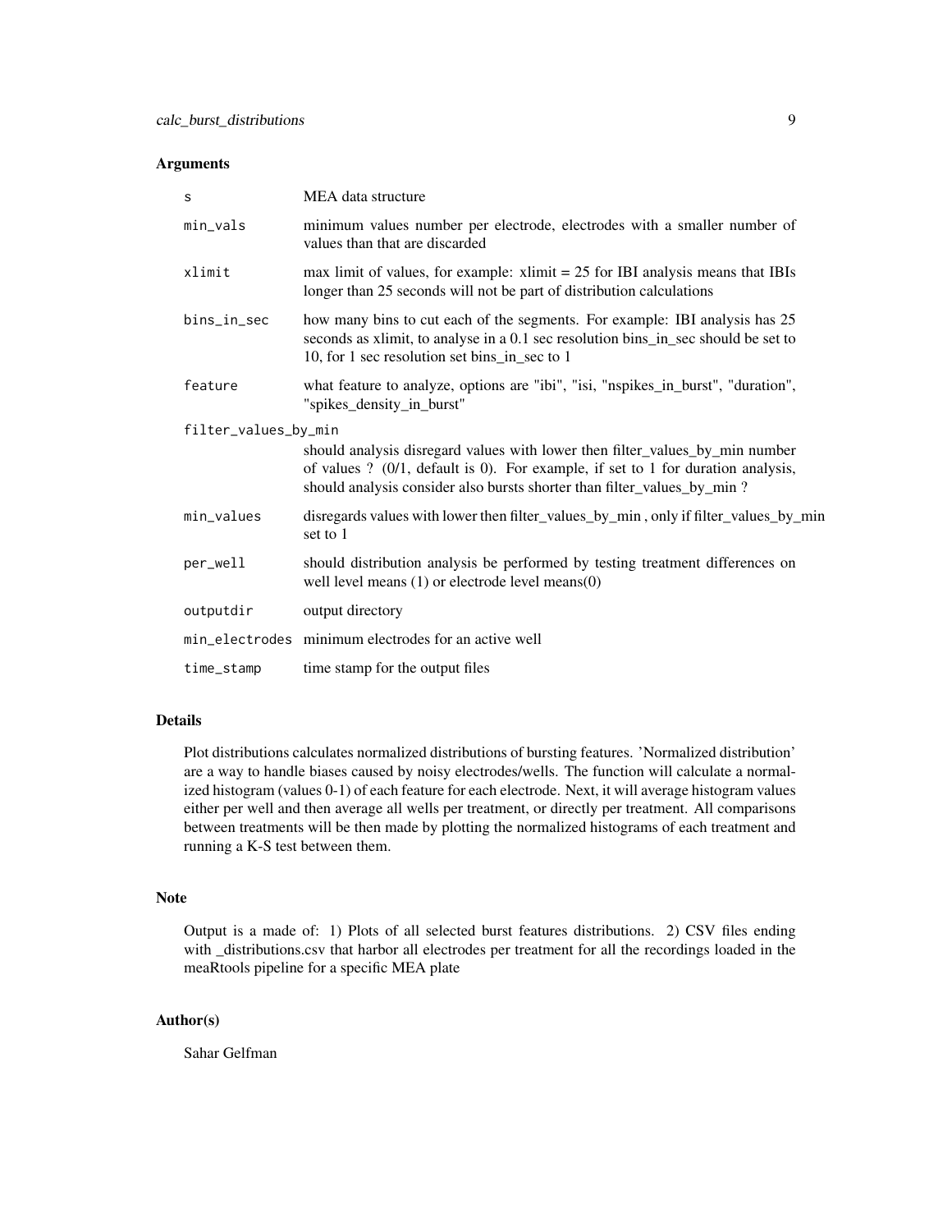## Arguments

| | |
|---|---|
| s | MEA data structure |
| min_vals | minimum values number per electrode, electrodes with a smaller number of values than that are discarded |
| xlimit | max limit of values, for example: xlimit = 25 for IBI analysis means that IBIs longer than 25 seconds will not be part of distribution calculations |
| bins_in_sec | how many bins to cut each of the segments. For example: IBI analysis has 25 seconds as xlimit, to analyse in a 0.1 sec resolution bins_in_sec should be set to 10, for 1 sec resolution set bins_in_sec to 1 |
| feature | what feature to analyze, options are "ibi", "isi, "nspikes_in_burst", "duration", "spikes_density_in_burst" |
| filter_values_by_min | should analysis disregard values with lower then filter_values_by_min number of values ? (0/1, default is 0). For example, if set to 1 for duration analysis, should analysis consider also bursts shorter than filter_values_by_min ? |
| min_values | disregards values with lower then filter_values_by_min , only if filter_values_by_min set to 1 |
| per_well | should distribution analysis be performed by testing treatment differences on well level means (1) or electrode level means(0) |
| outputdir | output directory |
| min_electrodes | minimum electrodes for an active well |
| time_stamp | time stamp for the output files |

## Details

Plot distributions calculates normalized distributions of bursting features. 'Normalized distribution' are a way to handle biases caused by noisy electrodes/wells. The function will calculate a normalized histogram (values 0-1) of each feature for each electrode. Next, it will average histogram values either per well and then average all wells per treatment, or directly per treatment. All comparisons between treatments will be then made by plotting the normalized histograms of each treatment and running a K-S test between them.

## Note

Output is a made of: 1) Plots of all selected burst features distributions. 2) CSV files ending with _distributions.csv that harbor all electrodes per treatment for all the recordings loaded in the meaRtools pipeline for a specific MEA plate

## Author(s)

Sahar Gelfman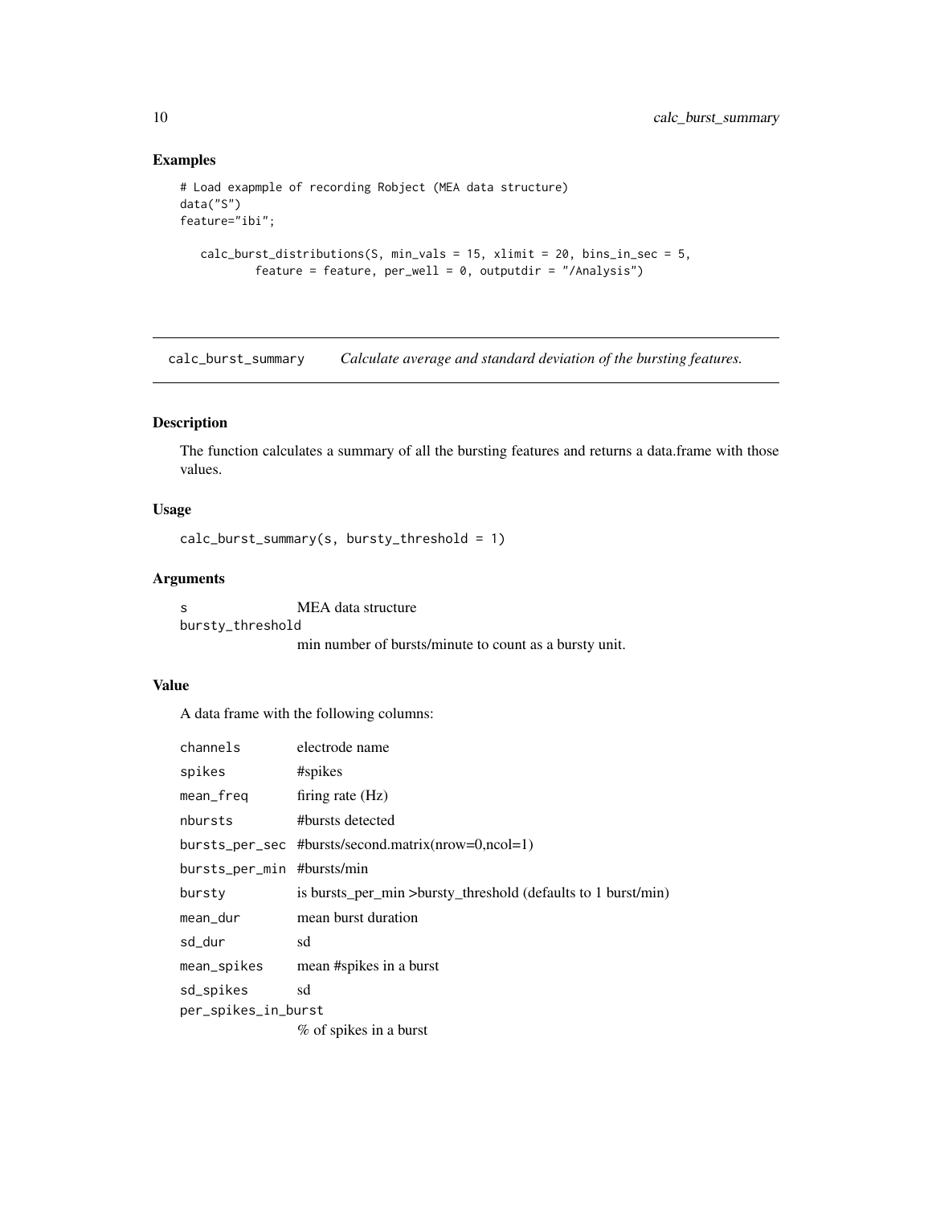## Examples

```
# Load exapmple of recording Robject (MEA data structure)
data("S")
feature="ibi";

   calc_burst_distributions(S, min_vals = 15, xlimit = 20, bins_in_sec = 5,
          feature = feature, per_well = 0, outputdir = "/Analysis")
```

---

# calc_burst_summary — *Calculate average and standard deviation of the bursting features.*

## Description

The function calculates a summary of all the bursting features and returns a data.frame with those values.

## Usage

```
calc_burst_summary(s, bursty_threshold = 1)
```

## Arguments

| | |
|---|---|
| `s` | MEA data structure |
| `bursty_threshold` | min number of bursts/minute to count as a bursty unit. |

## Value

A data frame with the following columns:

| | |
|---|---|
| `channels` | electrode name |
| `spikes` | #spikes |
| `mean_freq` | firing rate (Hz) |
| `nbursts` | #bursts detected |
| `bursts_per_sec` | #bursts/second.matrix(nrow=0,ncol=1) |
| `bursts_per_min` | #bursts/min |
| `bursty` | is bursts_per_min >bursty_threshold (defaults to 1 burst/min) |
| `mean_dur` | mean burst duration |
| `sd_dur` | sd |
| `mean_spikes` | mean #spikes in a burst |
| `sd_spikes` | sd |
| `per_spikes_in_burst` | % of spikes in a burst |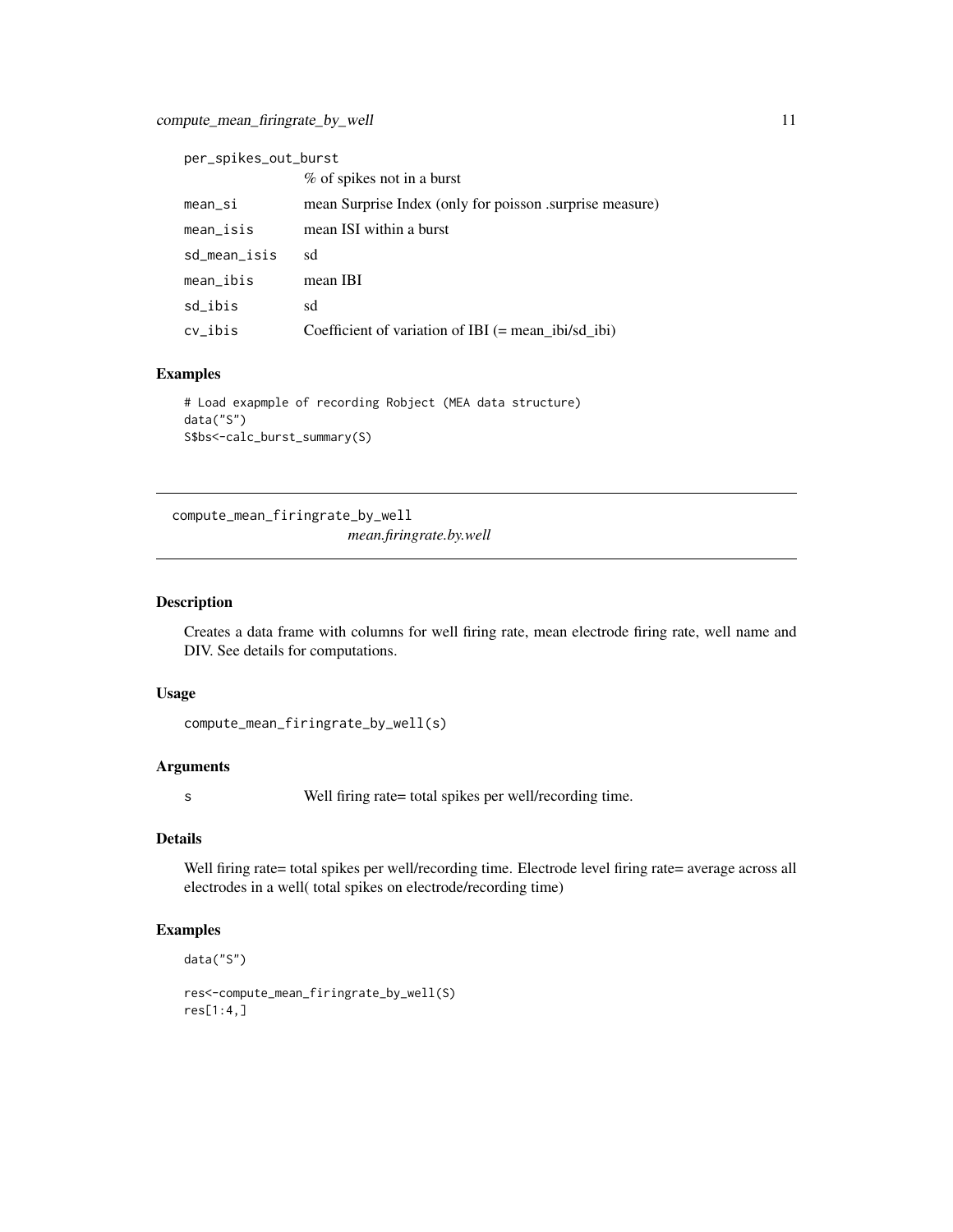| | |
|---|---|
| per_spikes_out_burst | % of spikes not in a burst |
| mean_si | mean Surprise Index (only for poisson .surprise measure) |
| mean_isis | mean ISI within a burst |
| sd_mean_isis | sd |
| mean_ibis | mean IBI |
| sd_ibis | sd |
| cv_ibis | Coefficient of variation of IBI (= mean_ibi/sd_ibi) |

## Examples

```
# Load exapmple of recording Robject (MEA data structure)
data("S")
S$bs<-calc_burst_summary(S)
```

---

# compute_mean_firingrate_by_well

*mean.firingrate.by.well*

---

## Description

Creates a data frame with columns for well firing rate, mean electrode firing rate, well name and DIV. See details for computations.

## Usage

```
compute_mean_firingrate_by_well(s)
```

## Arguments

| | |
|---|---|
| s | Well firing rate= total spikes per well/recording time. |

## Details

Well firing rate= total spikes per well/recording time. Electrode level firing rate= average across all electrodes in a well( total spikes on electrode/recording time)

## Examples

```
data("S")

res<-compute_mean_firingrate_by_well(S)
res[1:4,]
```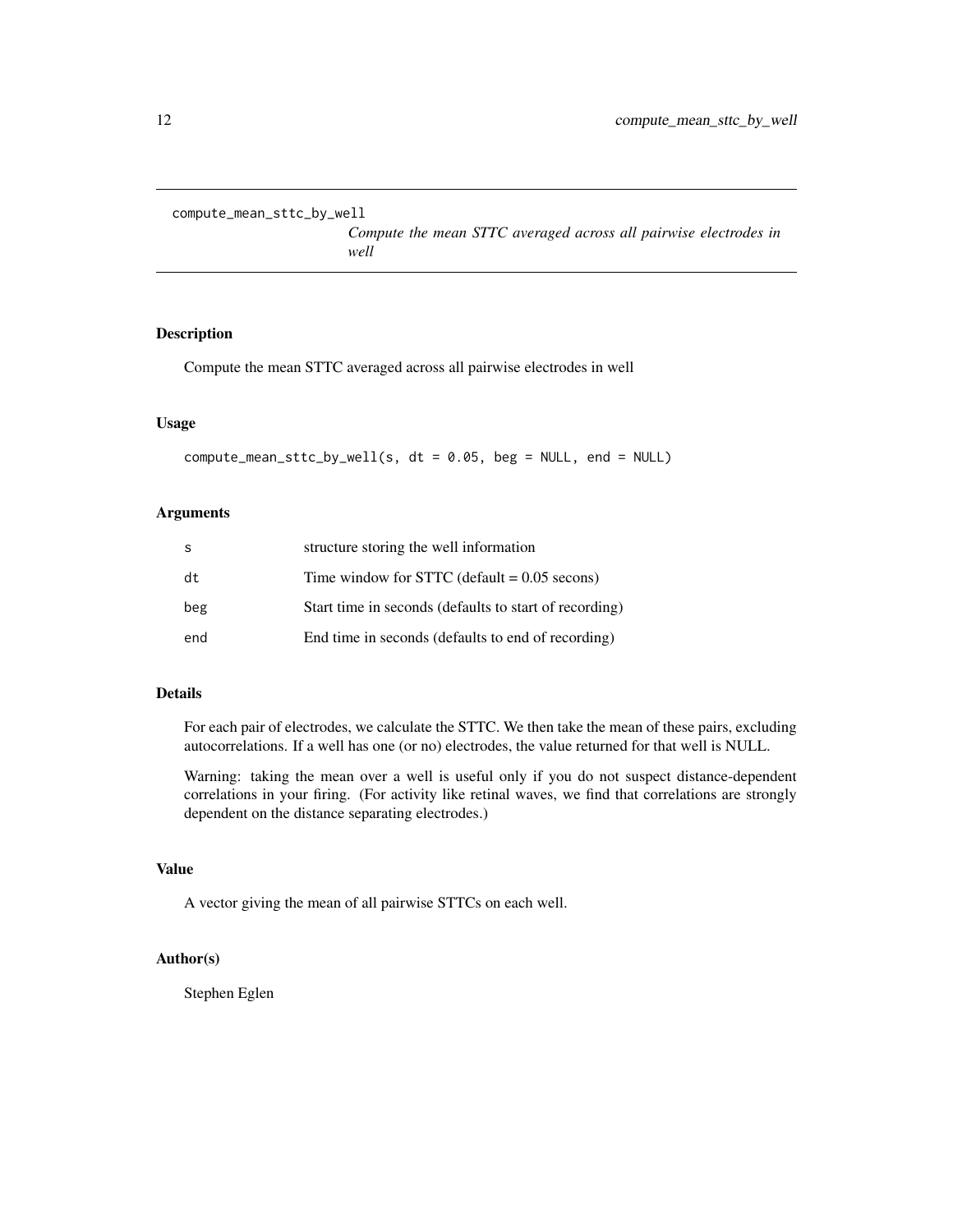# compute_mean_sttc_by_well

*Compute the mean STTC averaged across all pairwise electrodes in well*

## Description

Compute the mean STTC averaged across all pairwise electrodes in well

## Usage

```
compute_mean_sttc_by_well(s, dt = 0.05, beg = NULL, end = NULL)
```

## Arguments

| | |
|---|---|
| s | structure storing the well information |
| dt | Time window for STTC (default = 0.05 secons) |
| beg | Start time in seconds (defaults to start of recording) |
| end | End time in seconds (defaults to end of recording) |

## Details

For each pair of electrodes, we calculate the STTC. We then take the mean of these pairs, excluding autocorrelations. If a well has one (or no) electrodes, the value returned for that well is NULL.

Warning: taking the mean over a well is useful only if you do not suspect distance-dependent correlations in your firing. (For activity like retinal waves, we find that correlations are strongly dependent on the distance separating electrodes.)

## Value

A vector giving the mean of all pairwise STTCs on each well.

## Author(s)

Stephen Eglen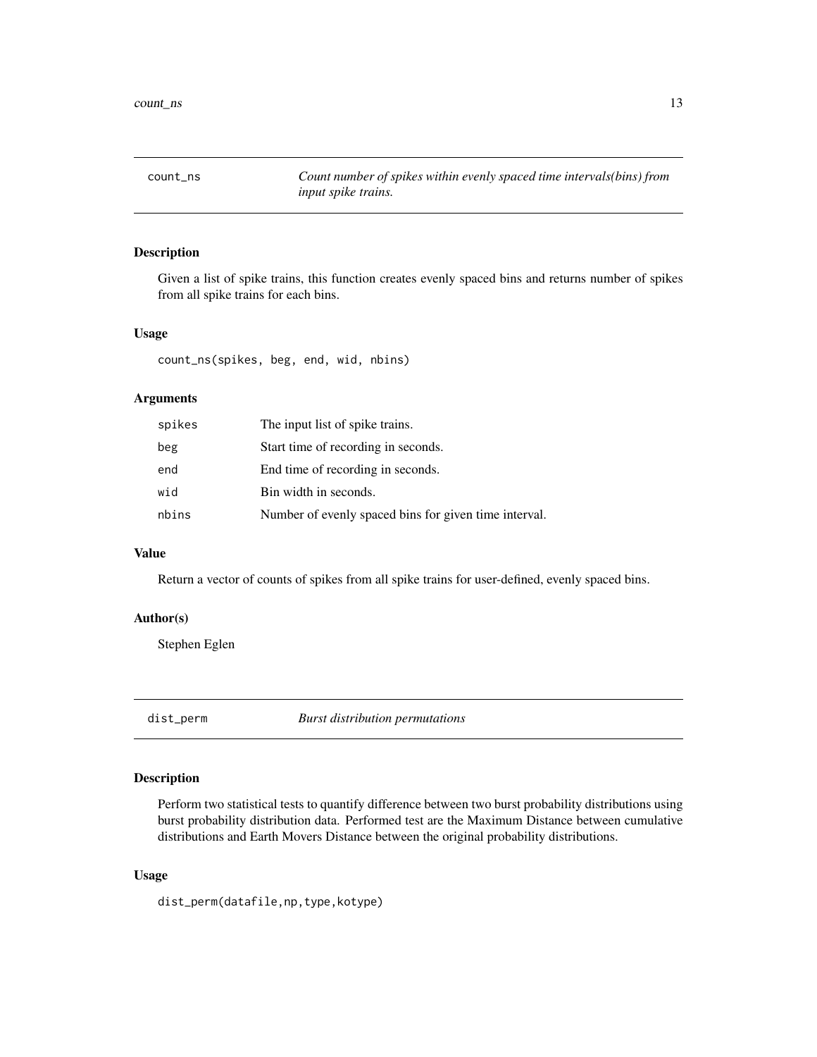## count_ns — *Count number of spikes within evenly spaced time intervals(bins) from input spike trains.*

### Description

Given a list of spike trains, this function creates evenly spaced bins and returns number of spikes from all spike trains for each bins.

### Usage

```
count_ns(spikes, beg, end, wid, nbins)
```

### Arguments

| | |
|---|---|
| spikes | The input list of spike trains. |
| beg | Start time of recording in seconds. |
| end | End time of recording in seconds. |
| wid | Bin width in seconds. |
| nbins | Number of evenly spaced bins for given time interval. |

### Value

Return a vector of counts of spikes from all spike trains for user-defined, evenly spaced bins.

### Author(s)

Stephen Eglen

## dist_perm — *Burst distribution permutations*

### Description

Perform two statistical tests to quantify difference between two burst probability distributions using burst probability distribution data. Performed test are the Maximum Distance between cumulative distributions and Earth Movers Distance between the original probability distributions.

### Usage

```
dist_perm(datafile,np,type,kotype)
```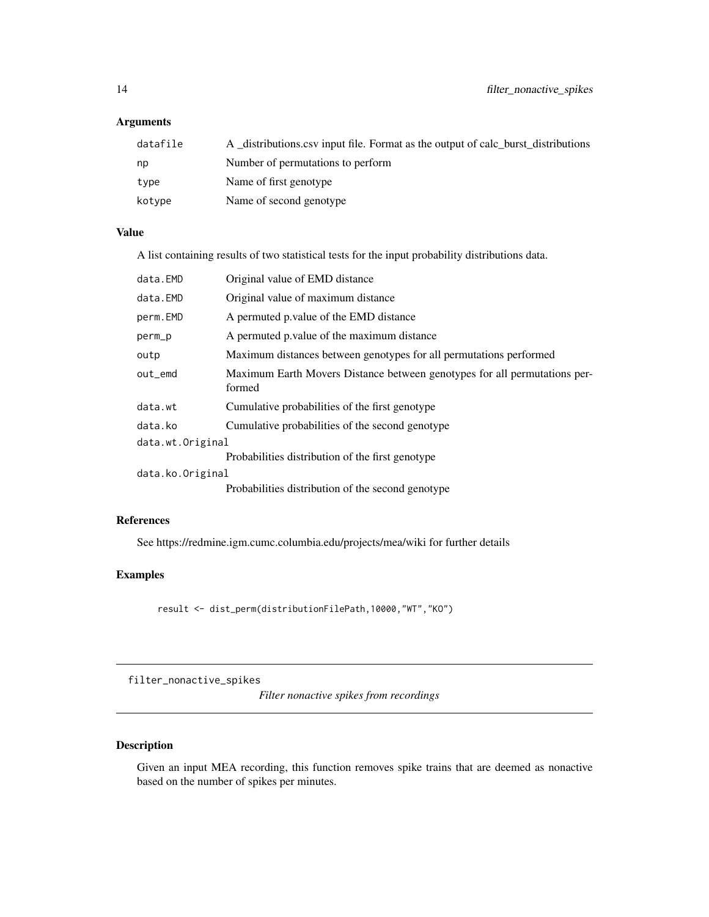## Arguments

| | |
|---|---|
| datafile | A _distributions.csv input file. Format as the output of calc_burst_distributions |
| np | Number of permutations to perform |
| type | Name of first genotype |
| kotype | Name of second genotype |

## Value

A list containing results of two statistical tests for the input probability distributions data.

| | |
|---|---|
| data.EMD | Original value of EMD distance |
| data.EMD | Original value of maximum distance |
| perm.EMD | A permuted p.value of the EMD distance |
| perm_p | A permuted p.value of the maximum distance |
| outp | Maximum distances between genotypes for all permutations performed |
| out_emd | Maximum Earth Movers Distance between genotypes for all permutations performed |
| data.wt | Cumulative probabilities of the first genotype |
| data.ko | Cumulative probabilities of the second genotype |
| data.wt.Original | Probabilities distribution of the first genotype |
| data.ko.Original | Probabilities distribution of the second genotype |

## References

See https://redmine.igm.cumc.columbia.edu/projects/mea/wiki for further details

## Examples

```
result <- dist_perm(distributionFilePath,10000,"WT","KO")
```

---

# filter_nonactive_spikes

*Filter nonactive spikes from recordings*

## Description

Given an input MEA recording, this function removes spike trains that are deemed as nonactive based on the number of spikes per minutes.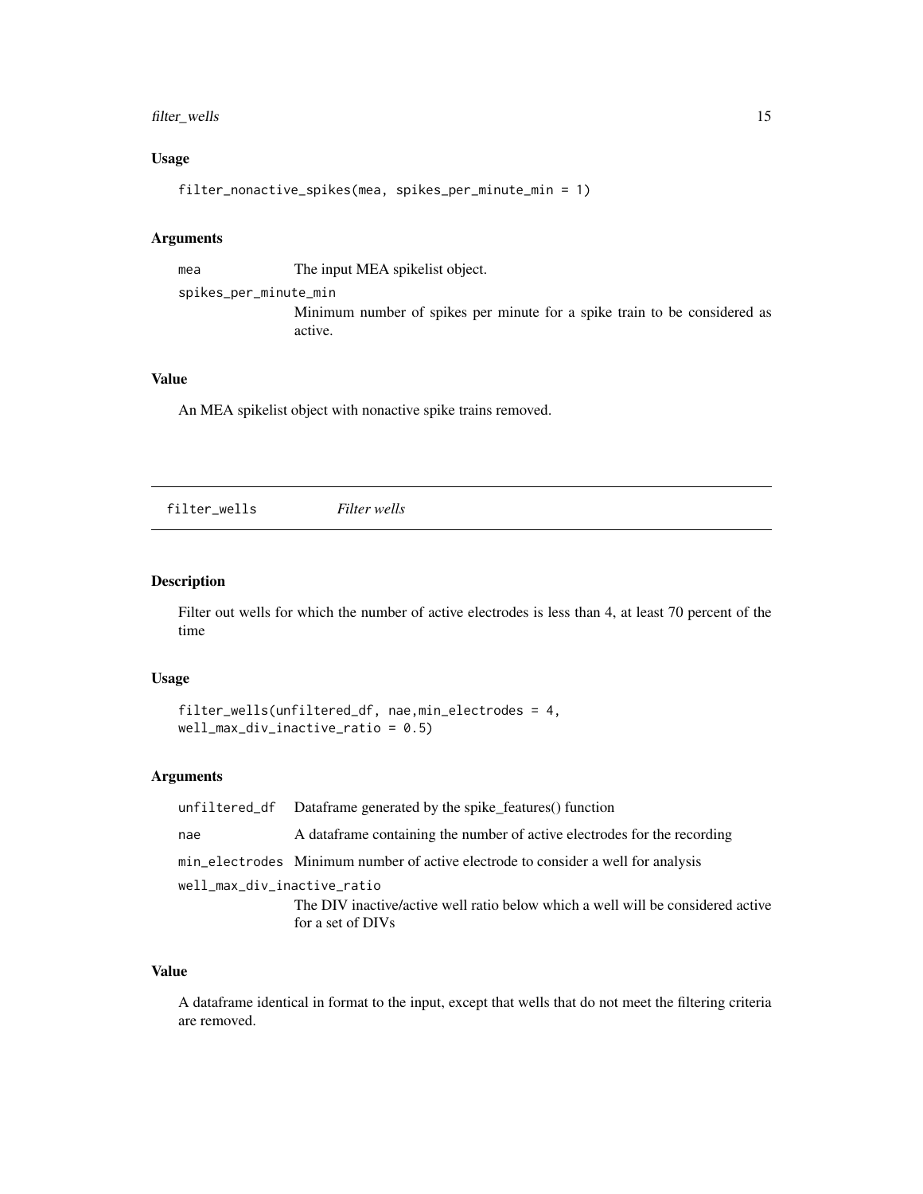### Usage

```
filter_nonactive_spikes(mea, spikes_per_minute_min = 1)
```

### Arguments

| | |
|---|---|
| mea | The input MEA spikelist object. |
| spikes_per_minute_min | Minimum number of spikes per minute for a spike train to be considered as active. |

### Value

An MEA spikelist object with nonactive spike trains removed.

---

## filter_wells *Filter wells*

---

### Description

Filter out wells for which the number of active electrodes is less than 4, at least 70 percent of the time

### Usage

```
filter_wells(unfiltered_df, nae,min_electrodes = 4,
well_max_div_inactive_ratio = 0.5)
```

### Arguments

| | |
|---|---|
| unfiltered_df | Dataframe generated by the spike_features() function |
| nae | A dataframe containing the number of active electrodes for the recording |
| min_electrodes | Minimum number of active electrode to consider a well for analysis |
| well_max_div_inactive_ratio | The DIV inactive/active well ratio below which a well will be considered active for a set of DIVs |

### Value

A dataframe identical in format to the input, except that wells that do not meet the filtering criteria are removed.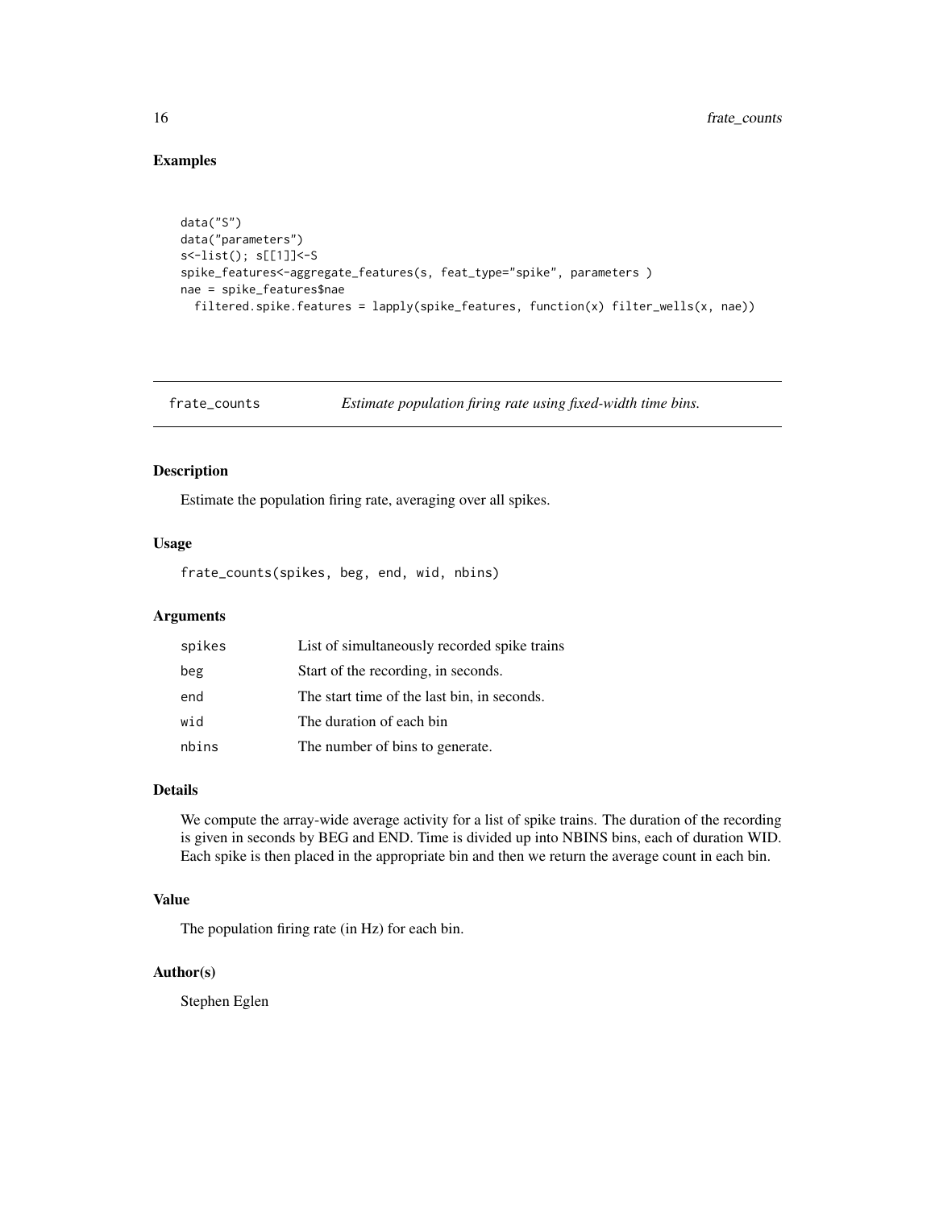## Examples

```
data("S")
data("parameters")
s<-list(); s[[1]]<-S
spike_features<-aggregate_features(s, feat_type="spike", parameters )
nae = spike_features$nae
  filtered.spike.features = lapply(spike_features, function(x) filter_wells(x, nae))
```

---

`frate_counts` *Estimate population firing rate using fixed-width time bins.*

---

### Description

Estimate the population firing rate, averaging over all spikes.

### Usage

```
frate_counts(spikes, beg, end, wid, nbins)
```

### Arguments

| | |
|---|---|
| spikes | List of simultaneously recorded spike trains |
| beg | Start of the recording, in seconds. |
| end | The start time of the last bin, in seconds. |
| wid | The duration of each bin |
| nbins | The number of bins to generate. |

### Details

We compute the array-wide average activity for a list of spike trains. The duration of the recording is given in seconds by BEG and END. Time is divided up into NBINS bins, each of duration WID. Each spike is then placed in the appropriate bin and then we return the average count in each bin.

### Value

The population firing rate (in Hz) for each bin.

### Author(s)

Stephen Eglen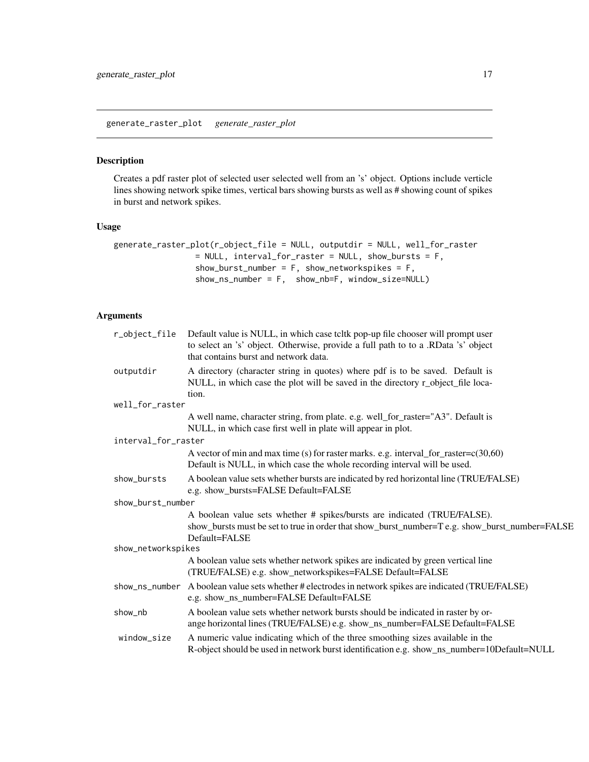## generate_raster_plot *generate_raster_plot*

### Description

Creates a pdf raster plot of selected user selected well from an 's' object. Options include verticle lines showing network spike times, vertical bars showing bursts as well as # showing count of spikes in burst and network spikes.

### Usage

```
generate_raster_plot(r_object_file = NULL, outputdir = NULL, well_for_raster
                  = NULL, interval_for_raster = NULL, show_bursts = F,
                  show_burst_number = F, show_networkspikes = F,
                  show_ns_number = F,  show_nb=F, window_size=NULL)
```

### Arguments

| Argument | Description |
|---|---|
| r_object_file | Default value is NULL, in which case tcltk pop-up file chooser will prompt user to select an 's' object. Otherwise, provide a full path to to a .RData 's' object that contains burst and network data. |
| outputdir | A directory (character string in quotes) where pdf is to be saved. Default is NULL, in which case the plot will be saved in the directory r_object_file location. |
| well_for_raster | A well name, character string, from plate. e.g. well_for_raster="A3". Default is NULL, in which case first well in plate will appear in plot. |
| interval_for_raster | A vector of min and max time (s) for raster marks. e.g. interval_for_raster=c(30,60) Default is NULL, in which case the whole recording interval will be used. |
| show_bursts | A boolean value sets whether bursts are indicated by red horizontal line (TRUE/FALSE) e.g. show_bursts=FALSE Default=FALSE |
| show_burst_number | A boolean value sets whether # spikes/bursts are indicated (TRUE/FALSE). show_bursts must be set to true in order that show_burst_number=T e.g. show_burst_number=FALSE Default=FALSE |
| show_networkspikes | A boolean value sets whether network spikes are indicated by green vertical line (TRUE/FALSE) e.g. show_networkspikes=FALSE Default=FALSE |
| show_ns_number | A boolean value sets whether # electrodes in network spikes are indicated (TRUE/FALSE) e.g. show_ns_number=FALSE Default=FALSE |
| show_nb | A boolean value sets whether network bursts should be indicated in raster by orange horizontal lines (TRUE/FALSE) e.g. show_ns_number=FALSE Default=FALSE |
| window_size | A numeric value indicating which of the three smoothing sizes available in the R-object should be used in network burst identification e.g. show_ns_number=10Default=NULL |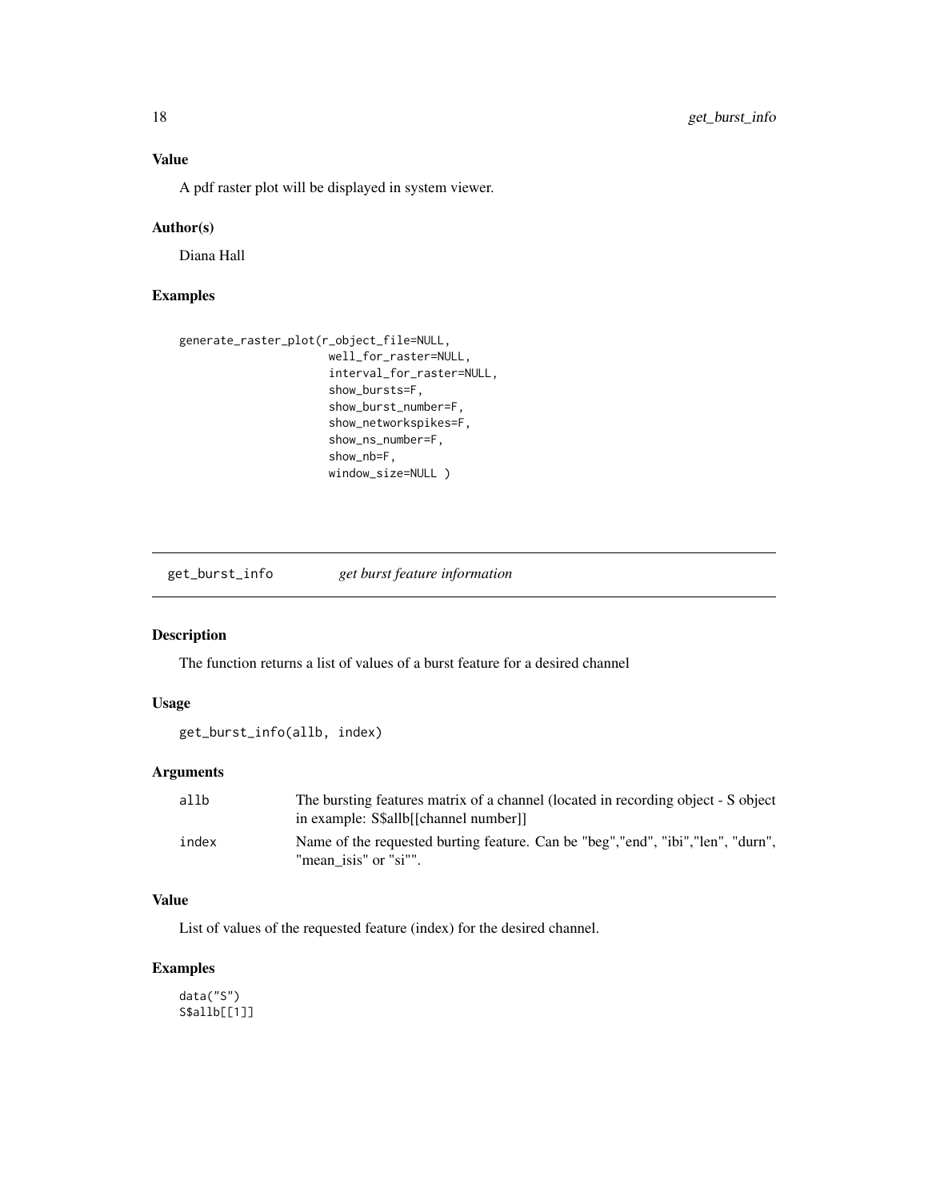## Value

A pdf raster plot will be displayed in system viewer.

## Author(s)

Diana Hall

## Examples

```
generate_raster_plot(r_object_file=NULL,
                     well_for_raster=NULL,
                     interval_for_raster=NULL,
                     show_bursts=F,
                     show_burst_number=F,
                     show_networkspikes=F,
                     show_ns_number=F,
                     show_nb=F,
                     window_size=NULL )
```

---

# get_burst_info — *get burst feature information*

## Description

The function returns a list of values of a burst feature for a desired channel

## Usage

```
get_burst_info(allb, index)
```

## Arguments

| | |
|---|---|
| allb | The bursting features matrix of a channel (located in recording object - S object in example: S$allb[[channel number]] |
| index | Name of the requested burting feature. Can be "beg","end", "ibi","len", "durn", "mean_isis" or "si"". |

## Value

List of values of the requested feature (index) for the desired channel.

## Examples

```
data("S")
S$allb[[1]]
```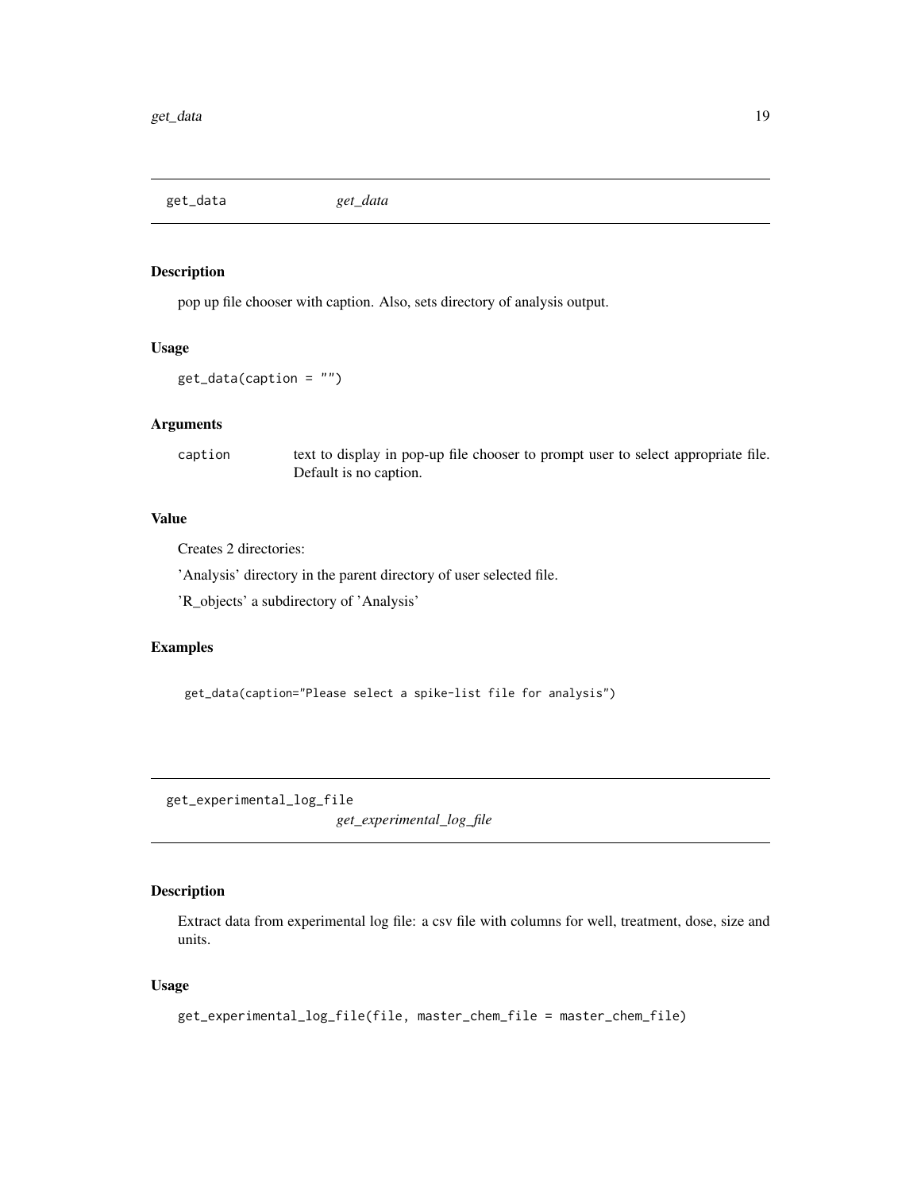## get_data *get_data*

### Description

pop up file chooser with caption. Also, sets directory of analysis output.

### Usage

```
get_data(caption = "")
```

### Arguments

| | |
|---|---|
| caption | text to display in pop-up file chooser to prompt user to select appropriate file. Default is no caption. |

### Value

Creates 2 directories:

'Analysis' directory in the parent directory of user selected file.

'R_objects' a subdirectory of 'Analysis'

### Examples

```
get_data(caption="Please select a spike-list file for analysis")
```

## get_experimental_log_file *get_experimental_log_file*

### Description

Extract data from experimental log file: a csv file with columns for well, treatment, dose, size and units.

### Usage

```
get_experimental_log_file(file, master_chem_file = master_chem_file)
```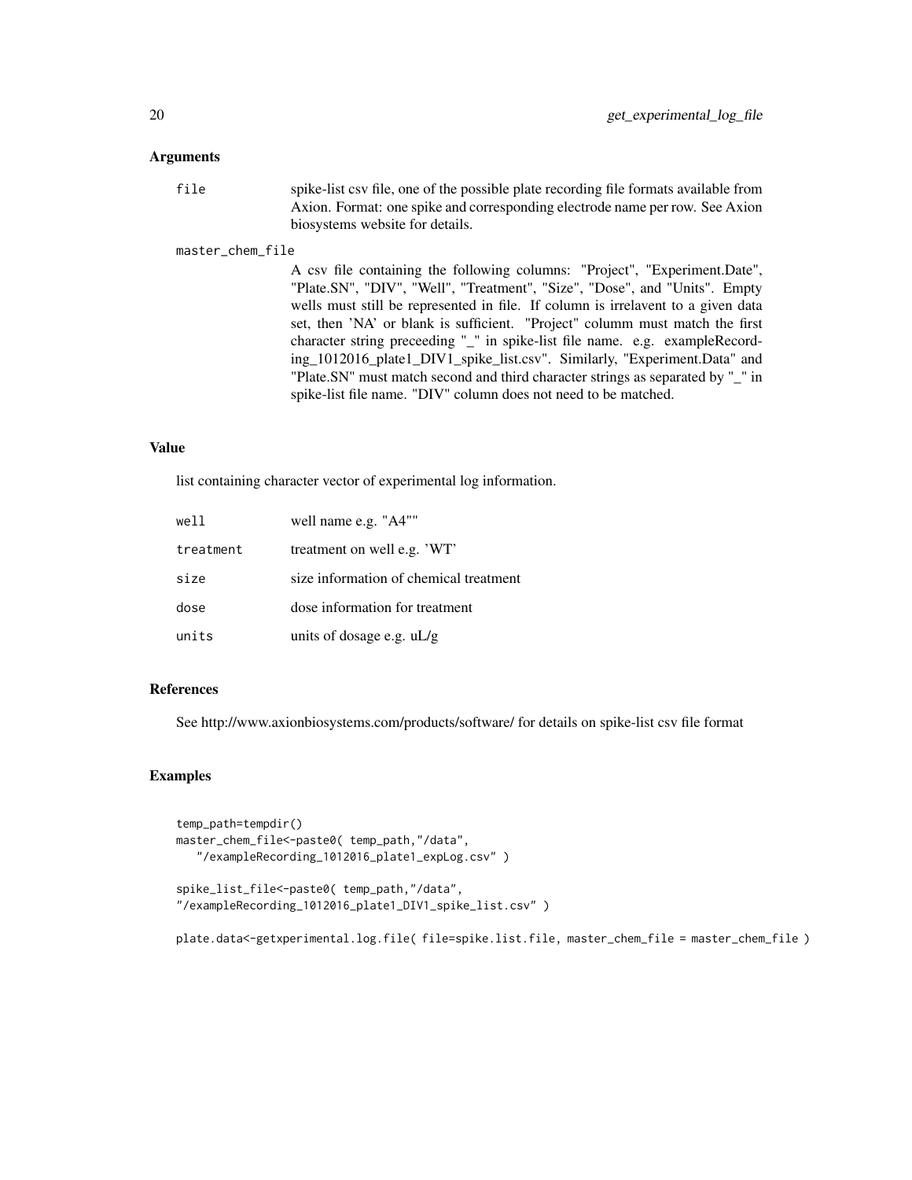### Arguments

`file` spike-list csv file, one of the possible plate recording file formats available from Axion. Format: one spike and corresponding electrode name per row. See Axion biosystems website for details.

`master_chem_file`
A csv file containing the following columns: "Project", "Experiment.Date", "Plate.SN", "DIV", "Well", "Treatment", "Size", "Dose", and "Units". Empty wells must still be represented in file. If column is irrelavent to a given data set, then 'NA' or blank is sufficient. "Project" columm must match the first character string preceeding "_" in spike-list file name. e.g. exampleRecording_1012016_plate1_DIV1_spike_list.csv". Similarly, "Experiment.Data" and "Plate.SN" must match second and third character strings as separated by "_" in spike-list file name. "DIV" column does not need to be matched.

### Value

list containing character vector of experimental log information.

| | |
|---|---|
| `well` | well name e.g. "A4"" |
| `treatment` | treatment on well e.g. 'WT' |
| `size` | size information of chemical treatment |
| `dose` | dose information for treatment |
| `units` | units of dosage e.g. uL/g |

### References

See http://www.axionbiosystems.com/products/software/ for details on spike-list csv file format

### Examples

```
temp_path=tempdir()
master_chem_file<-paste0( temp_path,"/data",
   "/exampleRecording_1012016_plate1_expLog.csv" )

spike_list_file<-paste0( temp_path,"/data",
"/exampleRecording_1012016_plate1_DIV1_spike_list.csv" )

plate.data<-getxperimental.log.file( file=spike.list.file, master_chem_file = master_chem_file )
```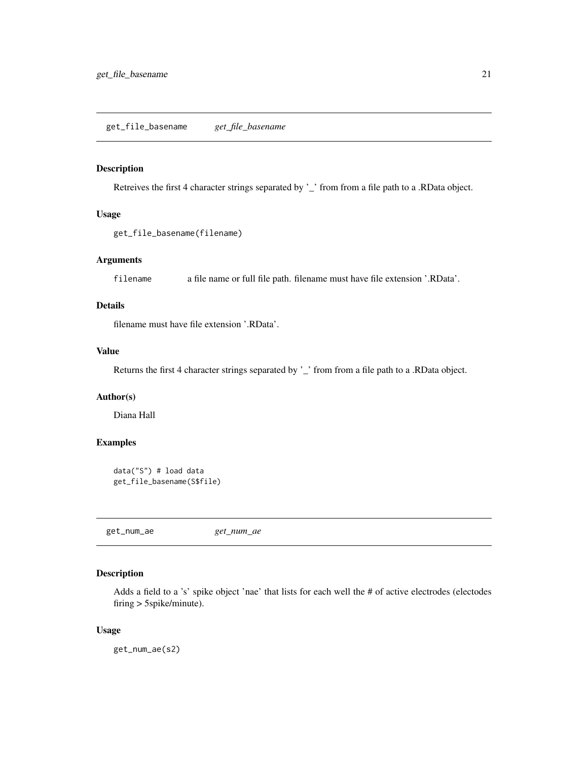## get_file_basename *get_file_basename*

### Description

Retreives the first 4 character strings separated by '_' from from a file path to a .RData object.

### Usage

```
get_file_basename(filename)
```

### Arguments

| | |
|---|---|
| filename | a file name or full file path. filename must have file extension '.RData'. |

### Details

filename must have file extension '.RData'.

### Value

Returns the first 4 character strings separated by '_' from from a file path to a .RData object.

### Author(s)

Diana Hall

### Examples

```
data("S") # load data
get_file_basename(S$file)
```

## get_num_ae *get_num_ae*

### Description

Adds a field to a 's' spike object 'nae' that lists for each well the # of active electrodes (electodes firing > 5spike/minute).

### Usage

```
get_num_ae(s2)
```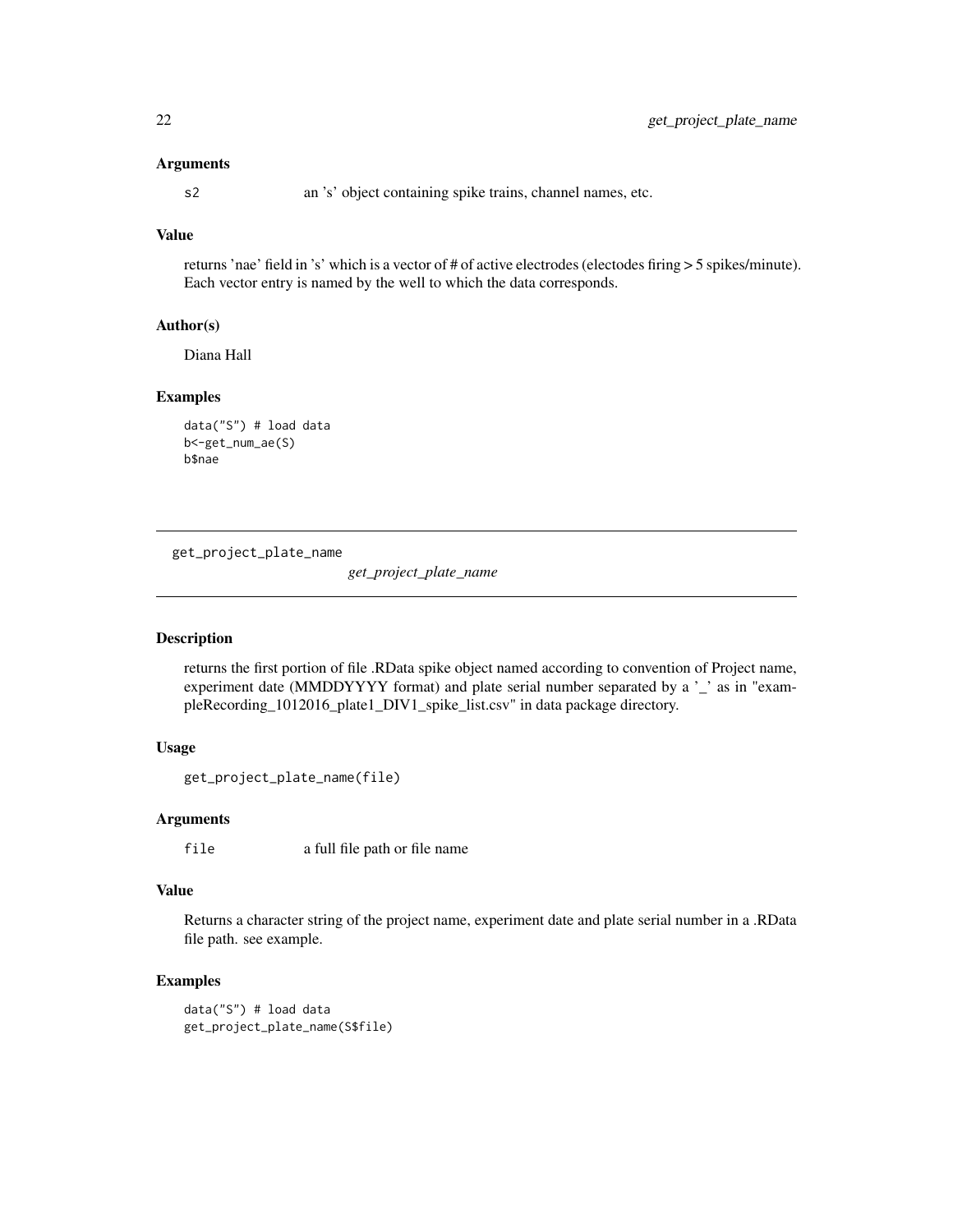### Arguments

s2 an 's' object containing spike trains, channel names, etc.

### Value

returns 'nae' field in 's' which is a vector of # of active electrodes (electodes firing > 5 spikes/minute). Each vector entry is named by the well to which the data corresponds.

### Author(s)

Diana Hall

### Examples

```
data("S") # load data
b<-get_num_ae(S)
b$nae
```

---

## get_project_plate_name

*get_project_plate_name*

---

### Description

returns the first portion of file .RData spike object named according to convention of Project name, experiment date (MMDDYYYY format) and plate serial number separated by a '_' as in "exampleRecording_1012016_plate1_DIV1_spike_list.csv" in data package directory.

### Usage

```
get_project_plate_name(file)
```

### Arguments

file a full file path or file name

### Value

Returns a character string of the project name, experiment date and plate serial number in a .RData file path. see example.

### Examples

```
data("S") # load data
get_project_plate_name(S$file)
```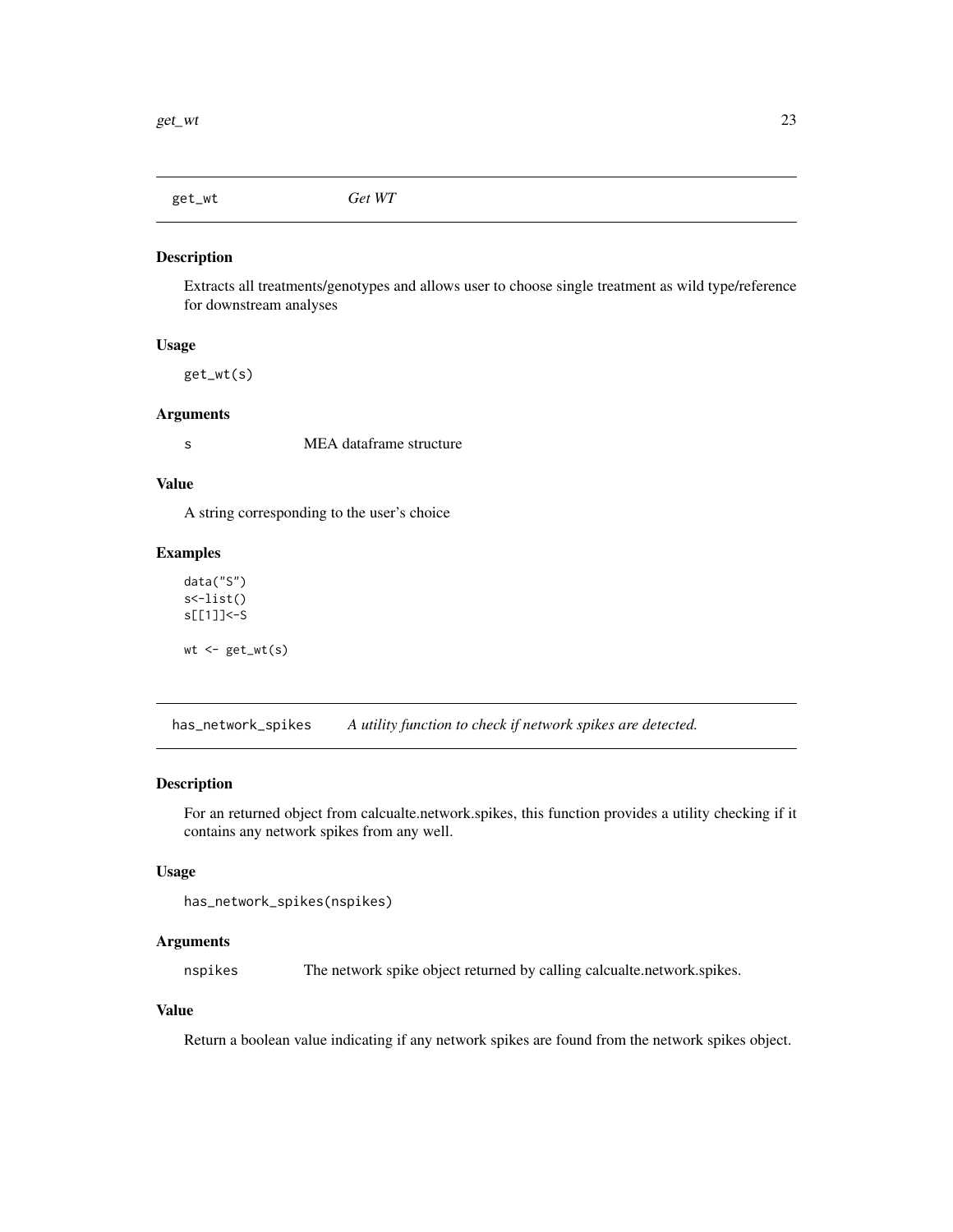## get_wt — *Get WT*

### Description

Extracts all treatments/genotypes and allows user to choose single treatment as wild type/reference for downstream analyses

### Usage

```
get_wt(s)
```

### Arguments

s — MEA dataframe structure

### Value

A string corresponding to the user's choice

### Examples

```
data("S")
s<-list()
s[[1]]<-S

wt <- get_wt(s)
```

## has_network_spikes — *A utility function to check if network spikes are detected.*

### Description

For an returned object from calcualte.network.spikes, this function provides a utility checking if it contains any network spikes from any well.

### Usage

```
has_network_spikes(nspikes)
```

### Arguments

nspikes — The network spike object returned by calling calcualte.network.spikes.

### Value

Return a boolean value indicating if any network spikes are found from the network spikes object.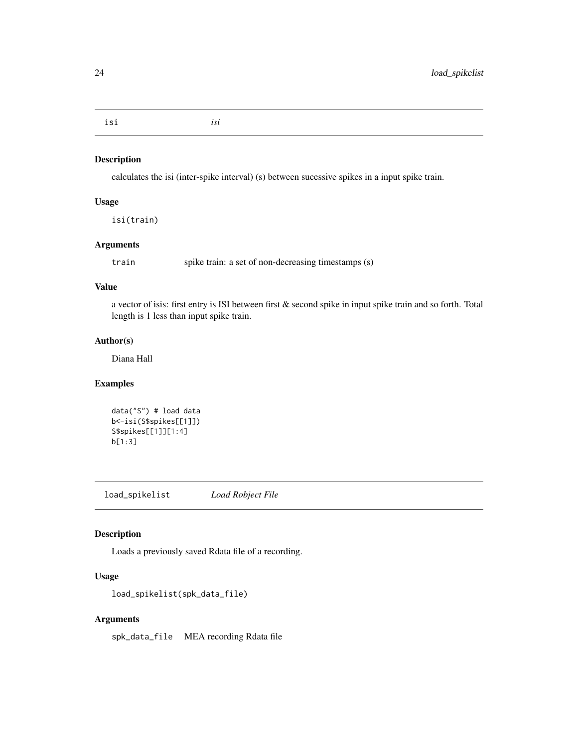## isi *isi*

### Description

calculates the isi (inter-spike interval) (s) between sucessive spikes in a input spike train.

### Usage

```
isi(train)
```

### Arguments

| | |
|---|---|
| train | spike train: a set of non-decreasing timestamps (s) |

### Value

a vector of isis: first entry is ISI between first & second spike in input spike train and so forth. Total length is 1 less than input spike train.

### Author(s)

Diana Hall

### Examples

```
data("S") # load data
b<-isi(S$spikes[[1]])
S$spikes[[1]][1:4]
b[1:3]
```

## load_spikelist *Load Robject File*

### Description

Loads a previously saved Rdata file of a recording.

### Usage

```
load_spikelist(spk_data_file)
```

### Arguments

| | |
|---|---|
| spk_data_file | MEA recording Rdata file |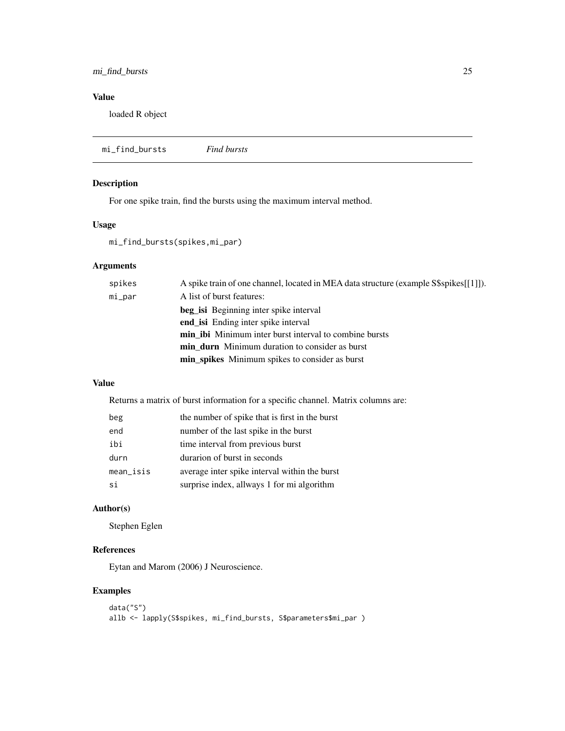## Value

loaded R object

---

## mi_find_bursts    *Find bursts*

### Description

For one spike train, find the bursts using the maximum interval method.

### Usage

```
mi_find_bursts(spikes,mi_par)
```

### Arguments

| | |
|---|---|
| `spikes` | A spike train of one channel, located in MEA data structure (example S$spikes[[1]]). |
| `mi_par` | A list of burst features: |
| | **beg_isi** Beginning inter spike interval |
| | **end_isi** Ending inter spike interval |
| | **min_ibi** Minimum inter burst interval to combine bursts |
| | **min_durn** Minimum duration to consider as burst |
| | **min_spikes** Minimum spikes to consider as burst |

### Value

Returns a matrix of burst information for a specific channel. Matrix columns are:

| | |
|---|---|
| `beg` | the number of spike that is first in the burst |
| `end` | number of the last spike in the burst |
| `ibi` | time interval from previous burst |
| `durn` | durarion of burst in seconds |
| `mean_isis` | average inter spike interval within the burst |
| `si` | surprise index, allways 1 for mi algorithm |

### Author(s)

Stephen Eglen

### References

Eytan and Marom (2006) J Neuroscience.

### Examples

```
data("S")
allb <- lapply(S$spikes, mi_find_bursts, S$parameters$mi_par )
```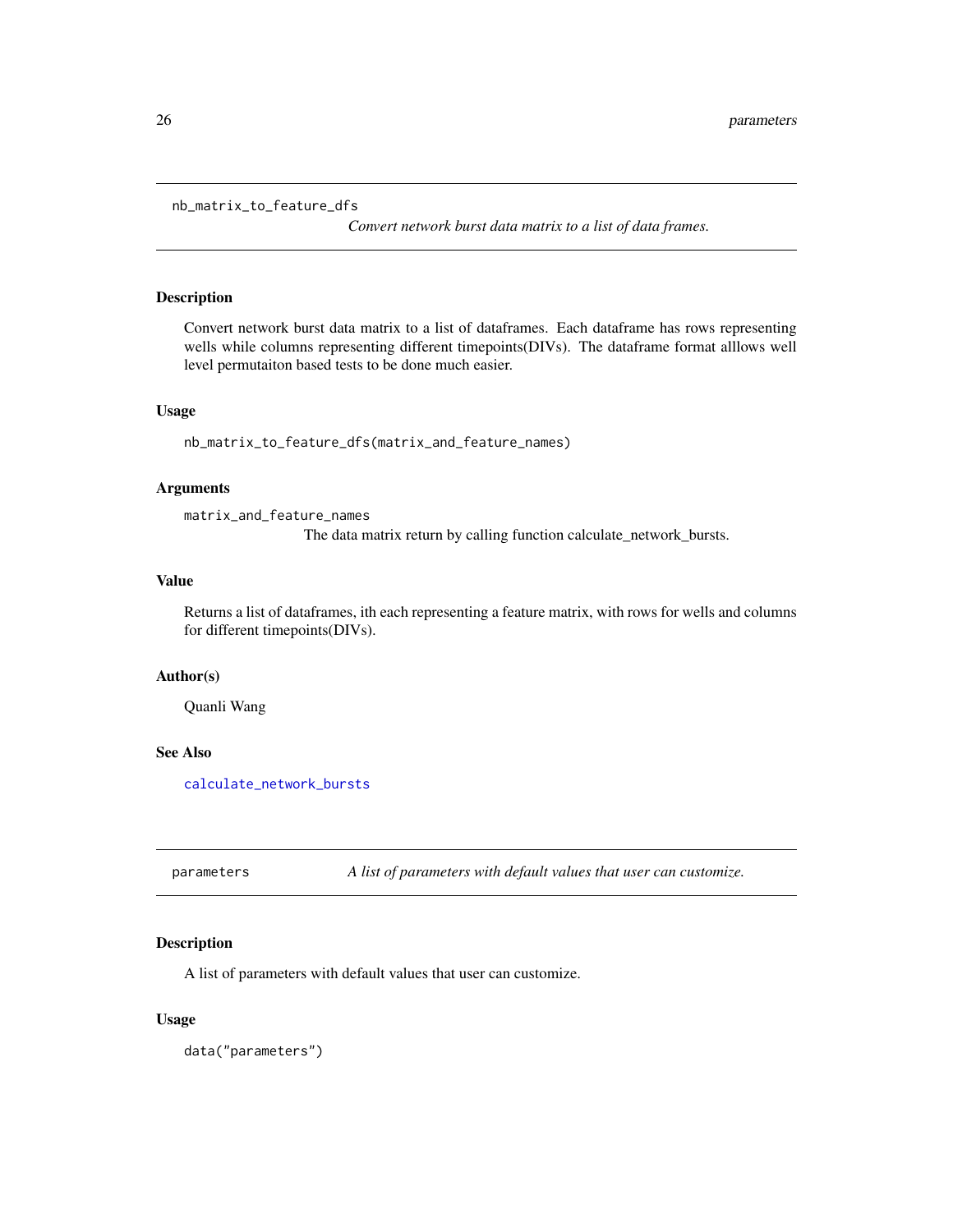## nb_matrix_to_feature_dfs

*Convert network burst data matrix to a list of data frames.*

### Description

Convert network burst data matrix to a list of dataframes. Each dataframe has rows representing wells while columns representing different timepoints(DIVs). The dataframe format alllows well level permutaiton based tests to be done much easier.

### Usage

```
nb_matrix_to_feature_dfs(matrix_and_feature_names)
```

### Arguments

`matrix_and_feature_names`
The data matrix return by calling function calculate_network_bursts.

### Value

Returns a list of dataframes, ith each representing a feature matrix, with rows for wells and columns for different timepoints(DIVs).

### Author(s)

Quanli Wang

### See Also

`calculate_network_bursts`

## parameters

*A list of parameters with default values that user can customize.*

### Description

A list of parameters with default values that user can customize.

### Usage

```
data("parameters")
```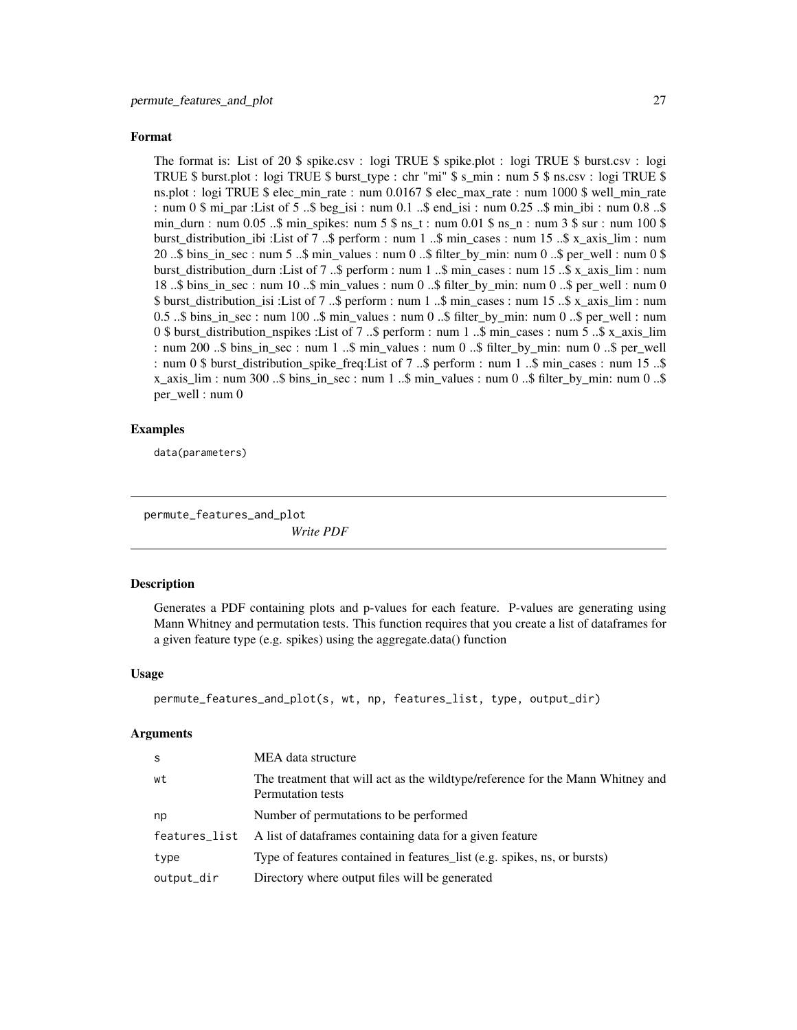## Format

The format is: List of 20 $ spike.csv : logi TRUE $ spike.plot : logi TRUE $ burst.csv : logi TRUE $ burst.plot : logi TRUE $ burst_type : chr "mi" $ s_min : num 5 $ ns.csv : logi TRUE $ ns.plot : logi TRUE $ elec_min_rate : num 0.0167 $ elec_max_rate : num 1000 $ well_min_rate : num 0 $ mi_par :List of 5 ..$ beg_isi : num 0.1 ..$ end_isi : num 0.25 ..$ min_ibi : num 0.8 ..$ min_durn : num 0.05 ..$ min_spikes: num 5 $ ns_t : num 0.01 $ ns_n : num 3 $ sur : num 100 $ burst_distribution_ibi :List of 7 ..$ perform : num 1 ..$ min_cases : num 15 ..$ x_axis_lim : num 20 ..$ bins_in_sec : num 5 ..$ min_values : num 0 ..$ filter_by_min: num 0 ..$ per_well : num 0 $ burst_distribution_durn :List of 7 ..$ perform : num 1 ..$ min_cases : num 15 ..$ x_axis_lim : num 18 ..$ bins_in_sec : num 10 ..$ min_values : num 0 ..$ filter_by_min: num 0 ..$ per_well : num 0 $ burst_distribution_isi :List of 7 ..$ perform : num 1 ..$ min_cases : num 15 ..$ x_axis_lim : num 0.5 ..$ bins_in_sec : num 100 ..$ min_values : num 0 ..$ filter_by_min: num 0 ..$ per_well : num 0 $ burst_distribution_nspikes :List of 7 ..$ perform : num 1 ..$ min_cases : num 5 ..$ x_axis_lim : num 200 ..$ bins_in_sec : num 1 ..$ min_values : num 0 ..$ filter_by_min: num 0 ..$ per_well : num 0 $ burst_distribution_spike_freq:List of 7 ..$ perform : num 1 ..$ min_cases : num 15 ..$ x_axis_lim : num 300 ..$ bins_in_sec : num 1 ..$ min_values : num 0 ..$ filter_by_min: num 0 ..$ per_well : num 0

## Examples

```
data(parameters)
```

---

# permute_features_and_plot

*Write PDF*

## Description

Generates a PDF containing plots and p-values for each feature. P-values are generating using Mann Whitney and permutation tests. This function requires that you create a list of dataframes for a given feature type (e.g. spikes) using the aggregate.data() function

## Usage

```
permute_features_and_plot(s, wt, np, features_list, type, output_dir)
```

## Arguments

| | |
|---|---|
| s | MEA data structure |
| wt | The treatment that will act as the wildtype/reference for the Mann Whitney and Permutation tests |
| np | Number of permutations to be performed |
| features_list | A list of dataframes containing data for a given feature |
| type | Type of features contained in features_list (e.g. spikes, ns, or bursts) |
| output_dir | Directory where output files will be generated |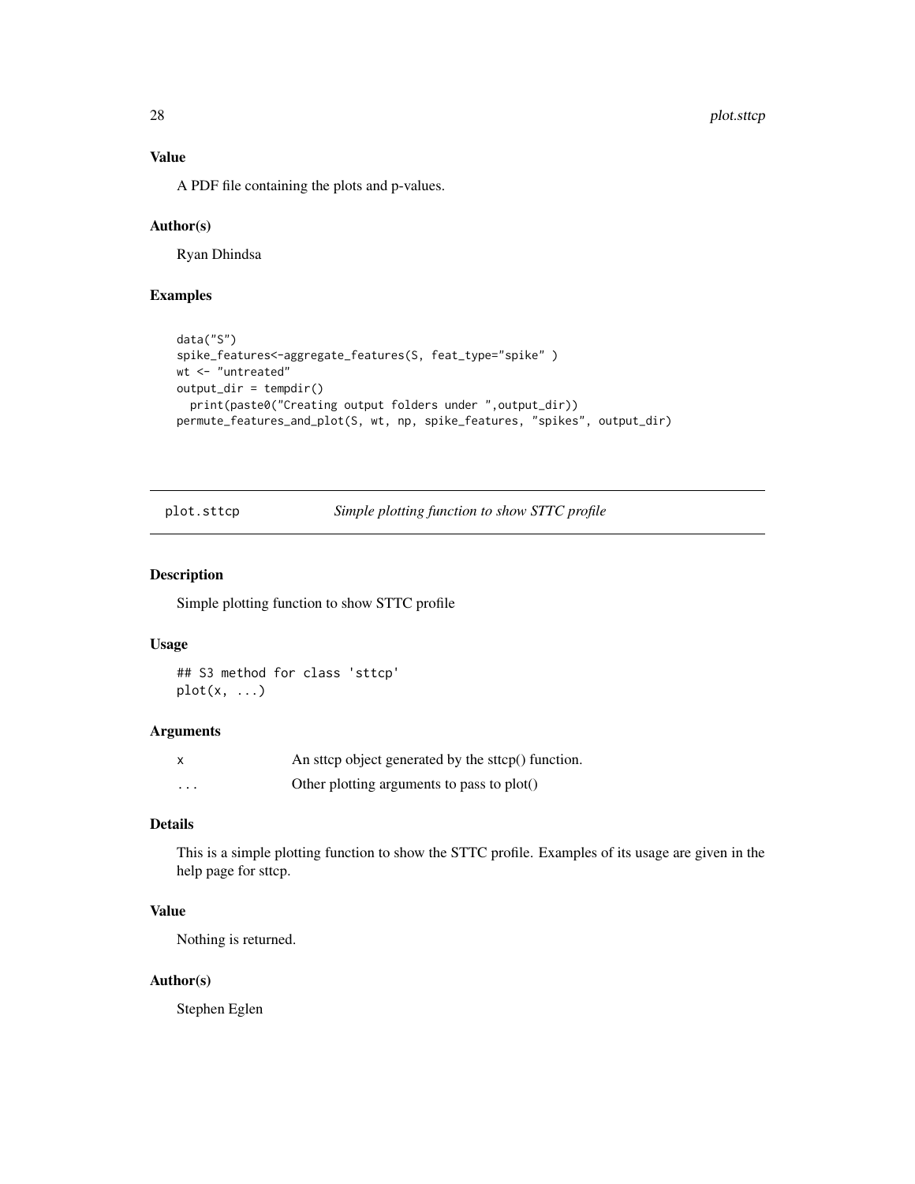### Value

A PDF file containing the plots and p-values.

### Author(s)

Ryan Dhindsa

### Examples

```
data("S")
spike_features<-aggregate_features(S, feat_type="spike" )
wt <- "untreated"
output_dir = tempdir()
  print(paste0("Creating output folders under ",output_dir))
permute_features_and_plot(S, wt, np, spike_features, "spikes", output_dir)
```

---

## plot.sttcp *Simple plotting function to show STTC profile*

### Description

Simple plotting function to show STTC profile

### Usage

```
## S3 method for class 'sttcp'
plot(x, ...)
```

### Arguments

| | |
|---|---|
| x | An sttcp object generated by the sttcp() function. |
| ... | Other plotting arguments to pass to plot() |

### Details

This is a simple plotting function to show the STTC profile. Examples of its usage are given in the help page for sttcp.

### Value

Nothing is returned.

### Author(s)

Stephen Eglen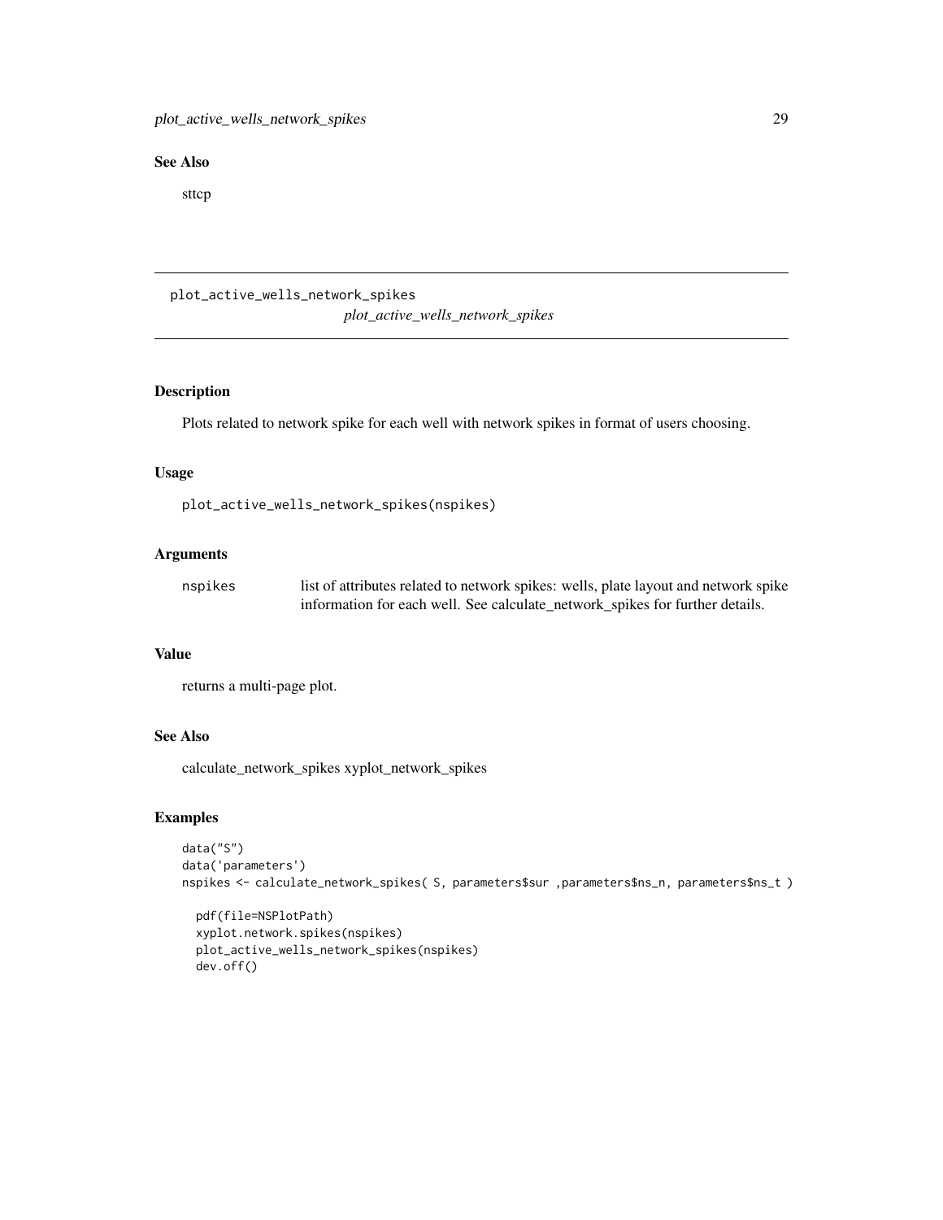## See Also

sttcp

---

`plot_active_wells_network_spikes`
*plot_active_wells_network_spikes*

---

### Description

Plots related to network spike for each well with network spikes in format of users choosing.

### Usage

```
plot_active_wells_network_spikes(nspikes)
```

### Arguments

| | |
|---|---|
| nspikes | list of attributes related to network spikes: wells, plate layout and network spike information for each well. See calculate_network_spikes for further details. |

### Value

returns a multi-page plot.

### See Also

calculate_network_spikes xyplot_network_spikes

### Examples

```
data("S")
data('parameters')
nspikes <- calculate_network_spikes( S, parameters$sur ,parameters$ns_n, parameters$ns_t )

  pdf(file=NSPlotPath)
  xyplot.network.spikes(nspikes)
  plot_active_wells_network_spikes(nspikes)
  dev.off()
```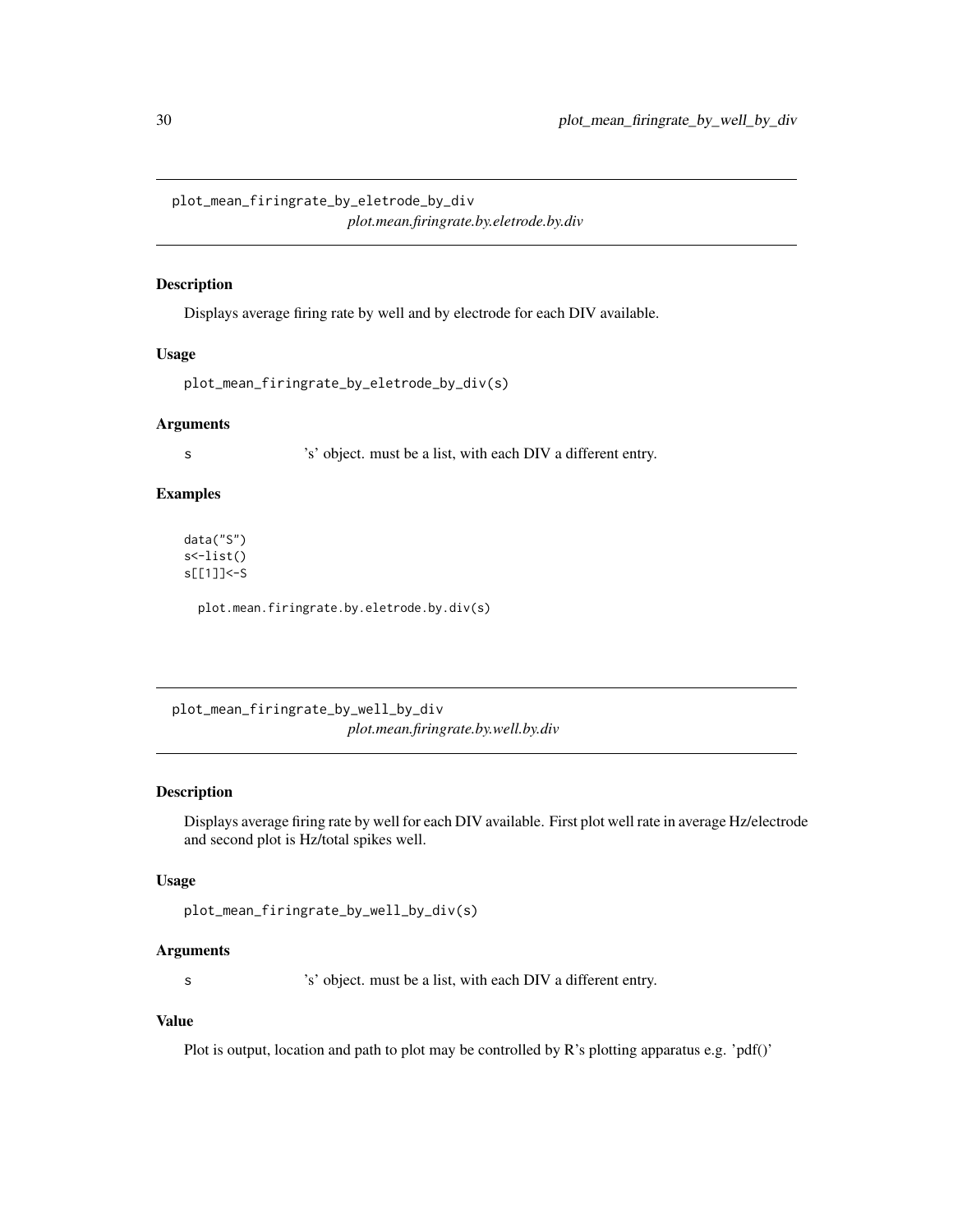## plot_mean_firingrate_by_eletrode_by_div

*plot.mean.firingrate.by.eletrode.by.div*

### Description

Displays average firing rate by well and by electrode for each DIV available.

### Usage

```
plot_mean_firingrate_by_eletrode_by_div(s)
```

### Arguments

| | |
|---|---|
| s | 's' object. must be a list, with each DIV a different entry. |

### Examples

```
data("S")
s<-list()
s[[1]]<-S

  plot.mean.firingrate.by.eletrode.by.div(s)
```

## plot_mean_firingrate_by_well_by_div

*plot.mean.firingrate.by.well.by.div*

### Description

Displays average firing rate by well for each DIV available. First plot well rate in average Hz/electrode and second plot is Hz/total spikes well.

### Usage

```
plot_mean_firingrate_by_well_by_div(s)
```

### Arguments

| | |
|---|---|
| s | 's' object. must be a list, with each DIV a different entry. |

### Value

Plot is output, location and path to plot may be controlled by R's plotting apparatus e.g. 'pdf()'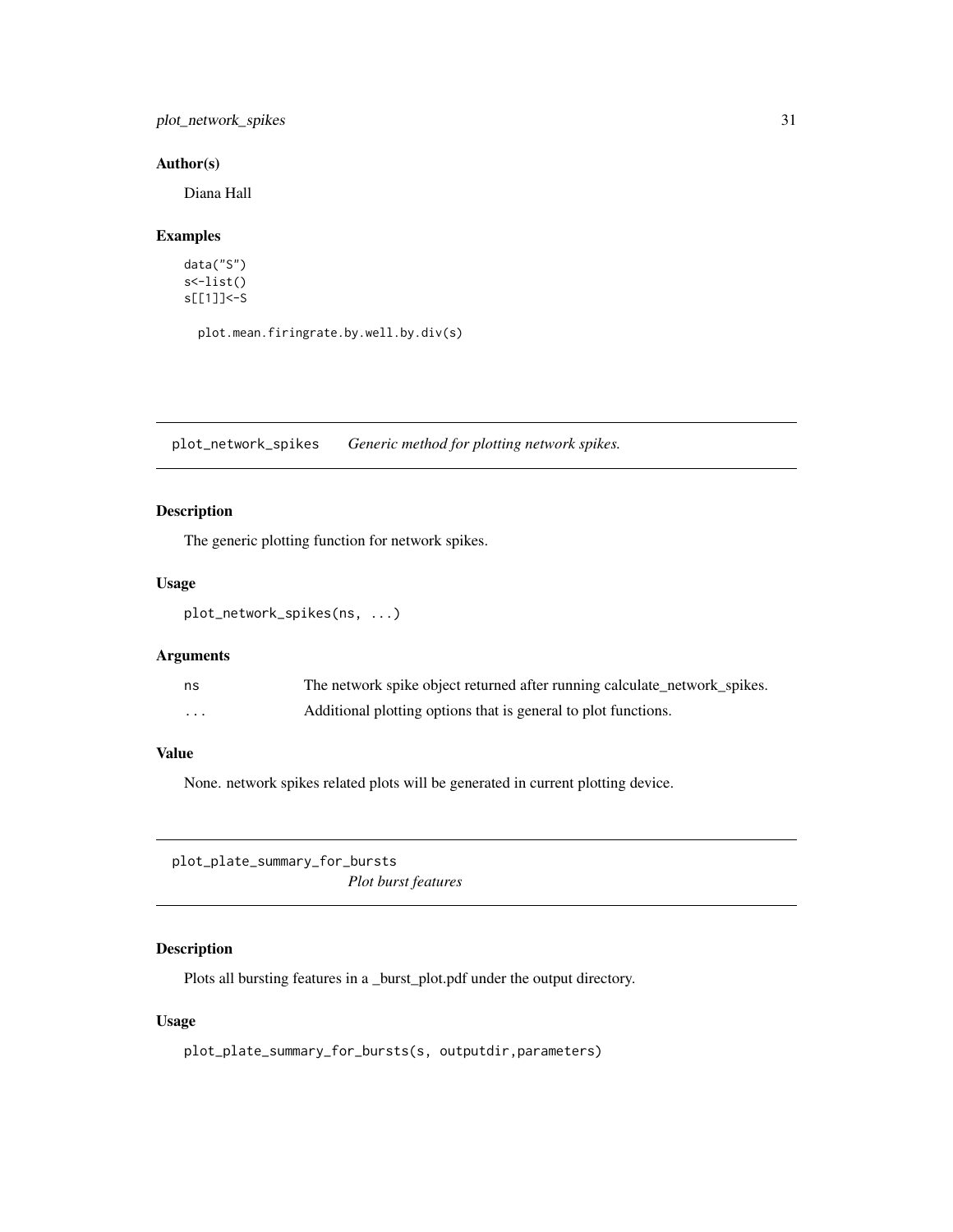### Author(s)

Diana Hall

### Examples

```
data("S")
s<-list()
s[[1]]<-S

  plot.mean.firingrate.by.well.by.div(s)
```

---

## plot_network_spikes *Generic method for plotting network spikes.*

### Description

The generic plotting function for network spikes.

### Usage

```
plot_network_spikes(ns, ...)
```

### Arguments

| | |
|---|---|
| ns | The network spike object returned after running calculate_network_spikes. |
| ... | Additional plotting options that is general to plot functions. |

### Value

None. network spikes related plots will be generated in current plotting device.

---

## plot_plate_summary_for_bursts *Plot burst features*

### Description

Plots all bursting features in a _burst_plot.pdf under the output directory.

### Usage

```
plot_plate_summary_for_bursts(s, outputdir,parameters)
```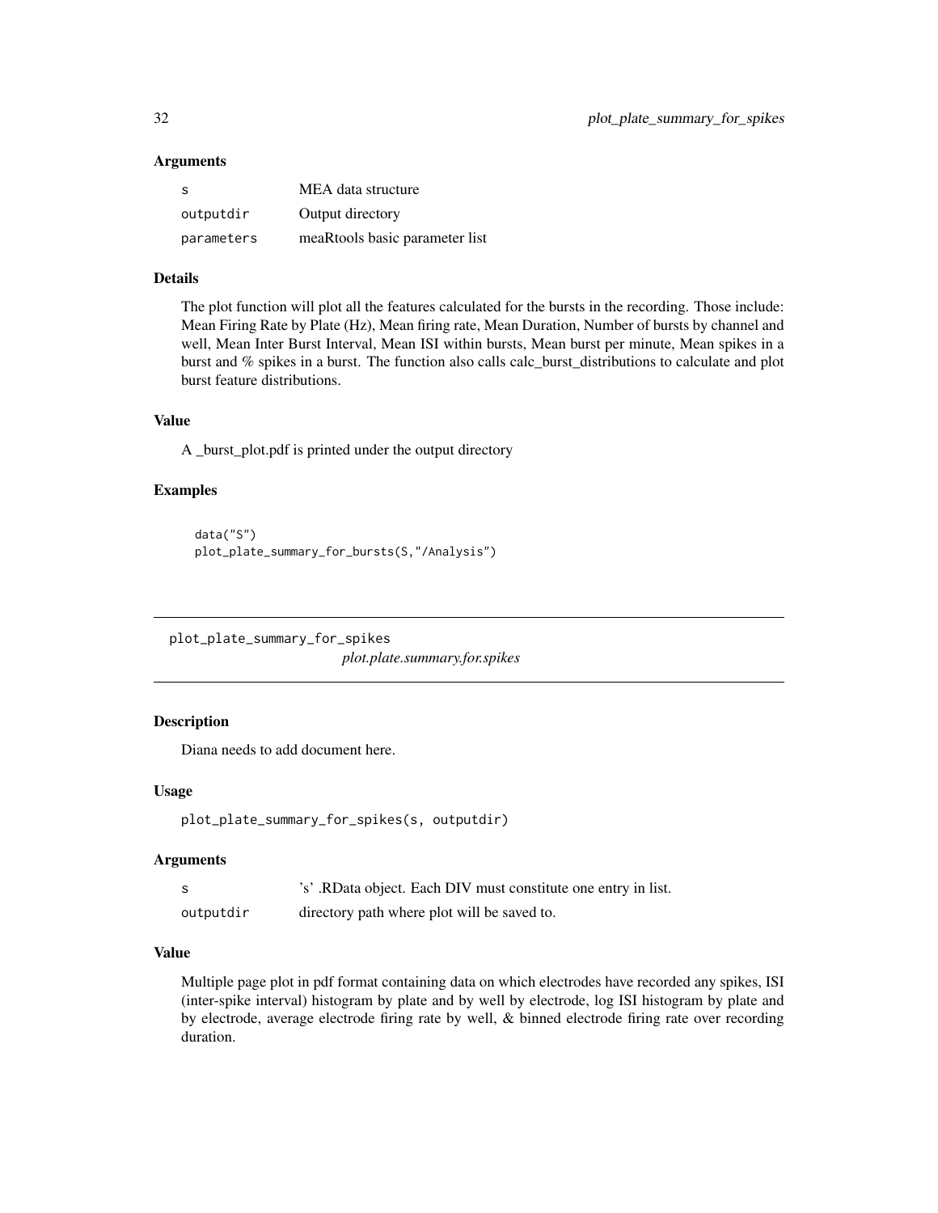### Arguments

| | |
|---|---|
| s | MEA data structure |
| outputdir | Output directory |
| parameters | meaRtools basic parameter list |

### Details

The plot function will plot all the features calculated for the bursts in the recording. Those include: Mean Firing Rate by Plate (Hz), Mean firing rate, Mean Duration, Number of bursts by channel and well, Mean Inter Burst Interval, Mean ISI within bursts, Mean burst per minute, Mean spikes in a burst and % spikes in a burst. The function also calls calc_burst_distributions to calculate and plot burst feature distributions.

### Value

A _burst_plot.pdf is printed under the output directory

### Examples

```
data("S")
plot_plate_summary_for_bursts(S,"/Analysis")
```

---

## plot_plate_summary_for_spikes

*plot.plate.summary.for.spikes*

---

### Description

Diana needs to add document here.

### Usage

```
plot_plate_summary_for_spikes(s, outputdir)
```

### Arguments

| | |
|---|---|
| s | 's' .RData object. Each DIV must constitute one entry in list. |
| outputdir | directory path where plot will be saved to. |

### Value

Multiple page plot in pdf format containing data on which electrodes have recorded any spikes, ISI (inter-spike interval) histogram by plate and by well by electrode, log ISI histogram by plate and by electrode, average electrode firing rate by well, & binned electrode firing rate over recording duration.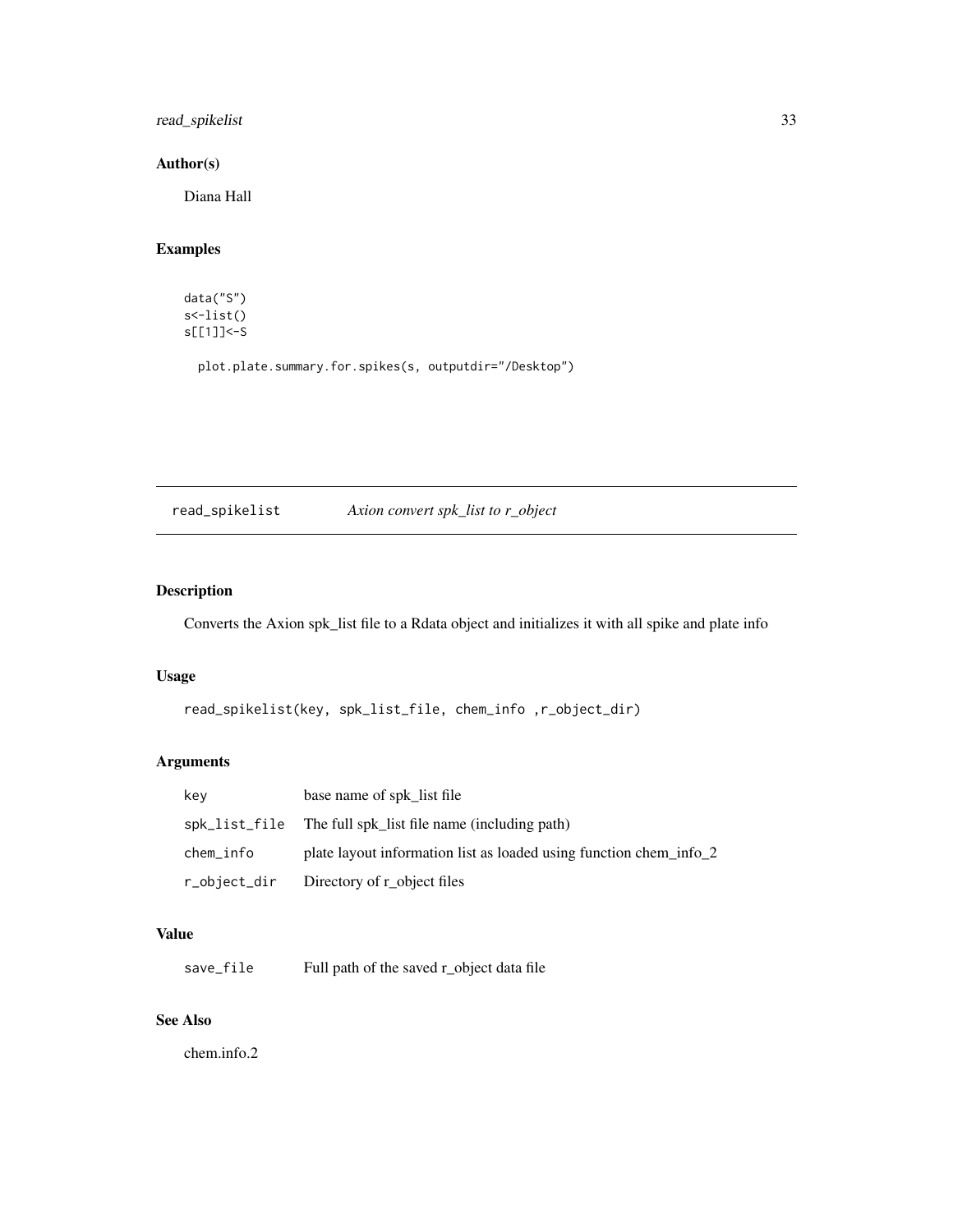### Author(s)

Diana Hall

### Examples

```
data("S")
s<-list()
s[[1]]<-S

  plot.plate.summary.for.spikes(s, outputdir="/Desktop")
```

---

## read_spikelist *Axion convert spk_list to r_object*

### Description

Converts the Axion spk_list file to a Rdata object and initializes it with all spike and plate info

### Usage

```
read_spikelist(key, spk_list_file, chem_info ,r_object_dir)
```

### Arguments

| | |
|---|---|
| `key` | base name of spk_list file |
| `spk_list_file` | The full spk_list file name (including path) |
| `chem_info` | plate layout information list as loaded using function chem_info_2 |
| `r_object_dir` | Directory of r_object files |

### Value

| | |
|---|---|
| `save_file` | Full path of the saved r_object data file |

### See Also

chem.info.2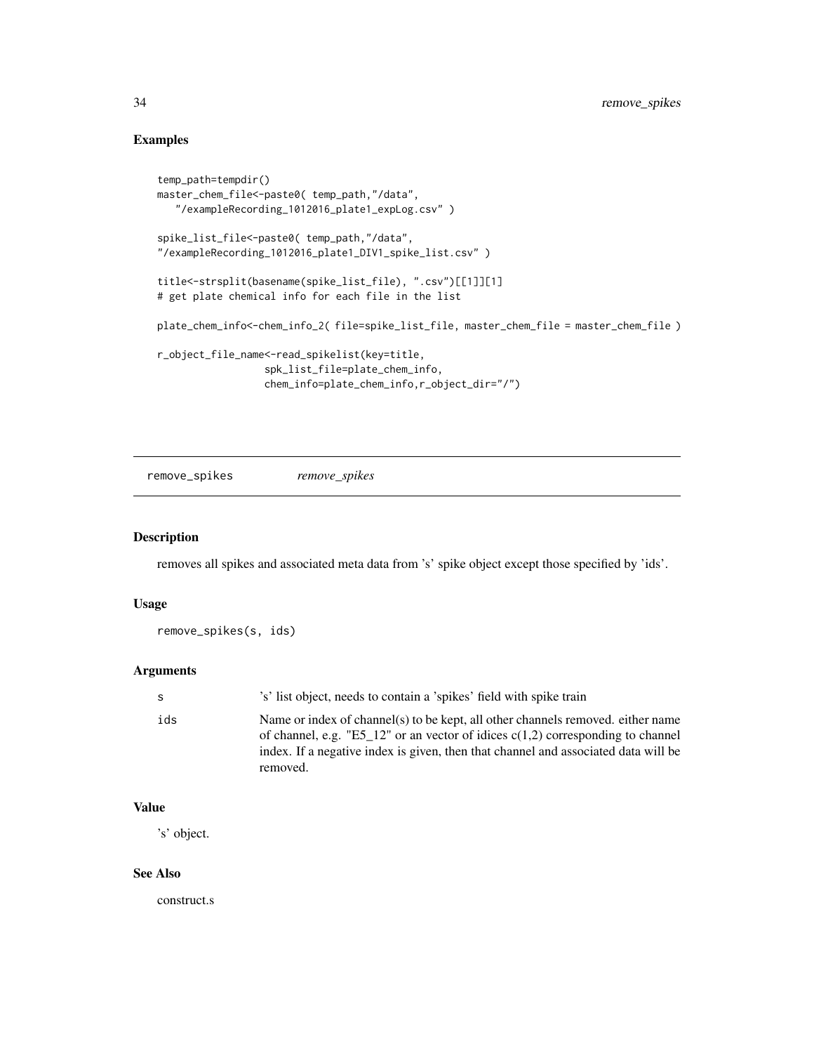## Examples

```
temp_path=tempdir()
master_chem_file<-paste0( temp_path,"/data",
   "/exampleRecording_1012016_plate1_expLog.csv" )

spike_list_file<-paste0( temp_path,"/data",
"/exampleRecording_1012016_plate1_DIV1_spike_list.csv" )

title<-strsplit(basename(spike_list_file), ".csv")[[1]][1]
# get plate chemical info for each file in the list

plate_chem_info<-chem_info_2( file=spike_list_file, master_chem_file = master_chem_file )

r_object_file_name<-read_spikelist(key=title,
                  spk_list_file=plate_chem_info,
                  chem_info=plate_chem_info,r_object_dir="/")
```

---

# remove_spikes *remove_spikes*

---

## Description

removes all spikes and associated meta data from 's' spike object except those specified by 'ids'.

## Usage

```
remove_spikes(s, ids)
```

## Arguments

| | |
|---|---|
| s | 's' list object, needs to contain a 'spikes' field with spike train |
| ids | Name or index of channel(s) to be kept, all other channels removed. either name of channel, e.g. "E5_12" or an vector of idices c(1,2) corresponding to channel index. If a negative index is given, then that channel and associated data will be removed. |

## Value

's' object.

## See Also

construct.s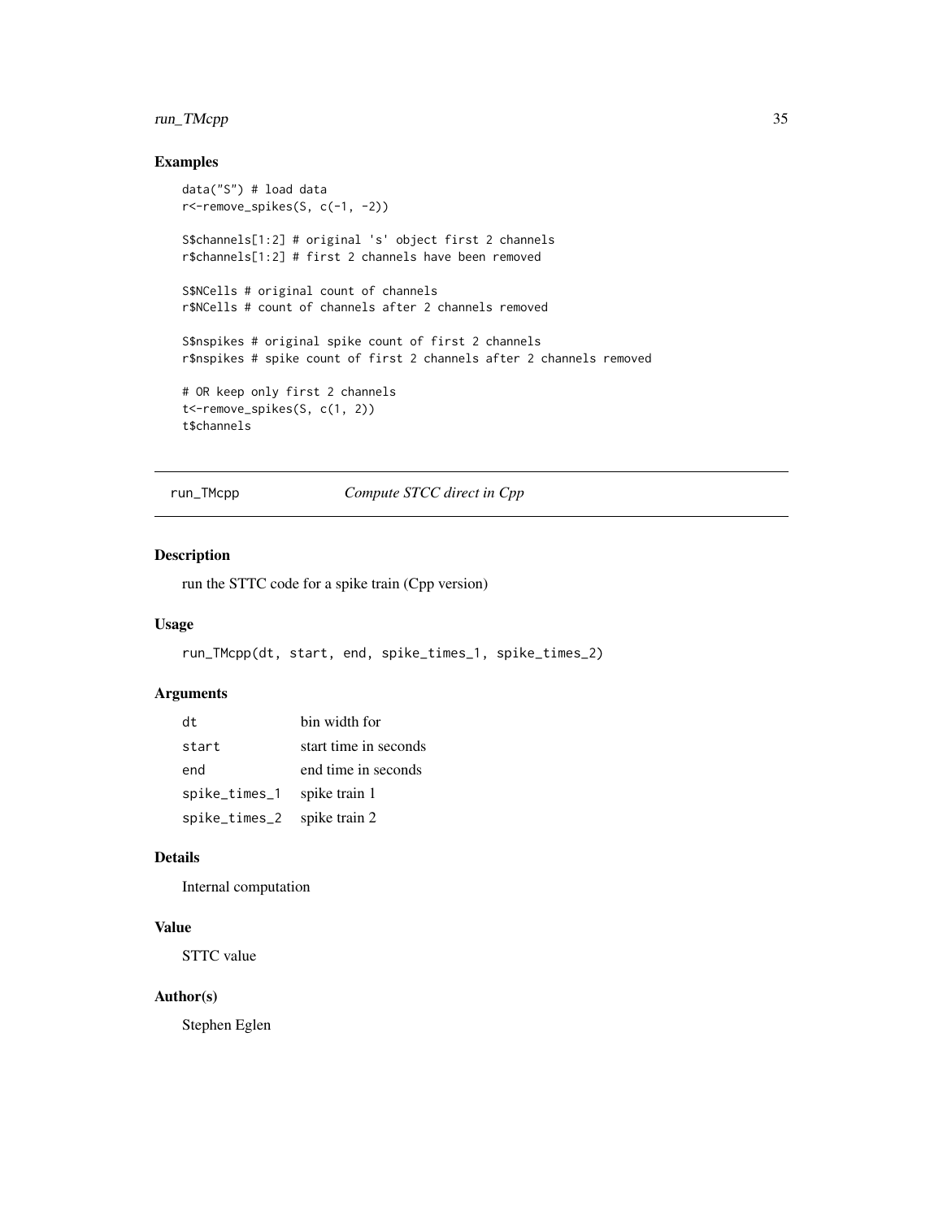### Examples

```
data("S") # load data
r<-remove_spikes(S, c(-1, -2))

S$channels[1:2] # original 's' object first 2 channels
r$channels[1:2] # first 2 channels have been removed

S$NCells # original count of channels
r$NCells # count of channels after 2 channels removed

S$nspikes # original spike count of first 2 channels
r$nspikes # spike count of first 2 channels after 2 channels removed

# OR keep only first 2 channels
t<-remove_spikes(S, c(1, 2))
t$channels
```

---

## run_TMcpp — *Compute STCC direct in Cpp*

### Description

run the STTC code for a spike train (Cpp version)

### Usage

```
run_TMcpp(dt, start, end, spike_times_1, spike_times_2)
```

### Arguments

| | |
|---|---|
| dt | bin width for |
| start | start time in seconds |
| end | end time in seconds |
| spike_times_1 | spike train 1 |
| spike_times_2 | spike train 2 |

### Details

Internal computation

### Value

STTC value

### Author(s)

Stephen Eglen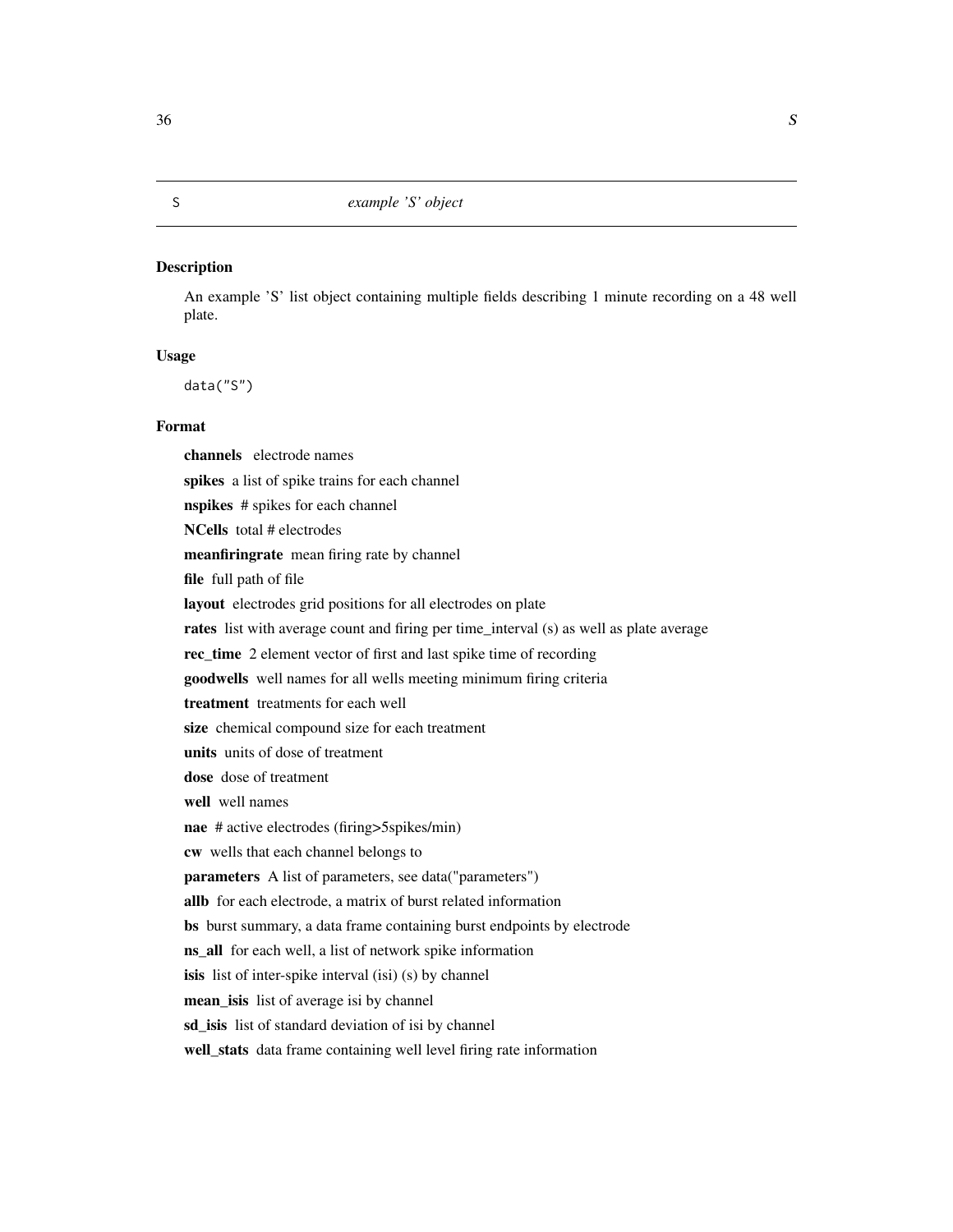# S — *example 'S' object*

## Description

An example 'S' list object containing multiple fields describing 1 minute recording on a 48 well plate.

## Usage

```
data("S")
```

## Format

**channels** electrode names

**spikes** a list of spike trains for each channel

**nspikes** # spikes for each channel

**NCells** total # electrodes

**meanfiringrate** mean firing rate by channel

**file** full path of file

**layout** electrodes grid positions for all electrodes on plate

**rates** list with average count and firing per time_interval (s) as well as plate average

**rec_time** 2 element vector of first and last spike time of recording

**goodwells** well names for all wells meeting minimum firing criteria

**treatment** treatments for each well

**size** chemical compound size for each treatment

**units** units of dose of treatment

**dose** dose of treatment

**well** well names

**nae** # active electrodes (firing>5spikes/min)

**cw** wells that each channel belongs to

**parameters** A list of parameters, see data("parameters")

**allb** for each electrode, a matrix of burst related information

**bs** burst summary, a data frame containing burst endpoints by electrode

**ns_all** for each well, a list of network spike information

**isis** list of inter-spike interval (isi) (s) by channel

**mean_isis** list of average isi by channel

**sd_isis** list of standard deviation of isi by channel

**well_stats** data frame containing well level firing rate information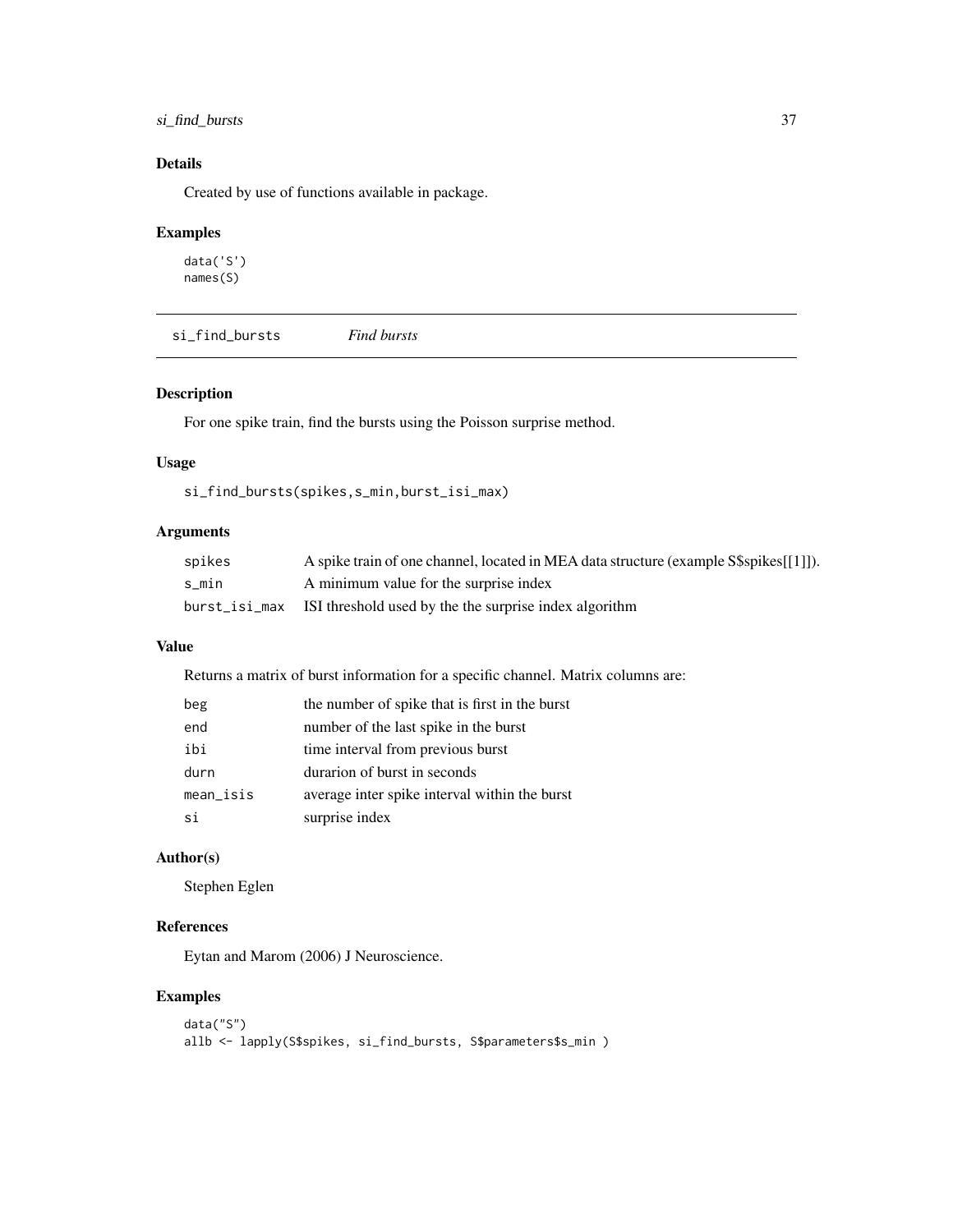## Details

Created by use of functions available in package.

## Examples

```
data('S')
names(S)
```

---

# si_find_bursts *Find bursts*

## Description

For one spike train, find the bursts using the Poisson surprise method.

## Usage

```
si_find_bursts(spikes,s_min,burst_isi_max)
```

## Arguments

| | |
|---|---|
| spikes | A spike train of one channel, located in MEA data structure (example S$spikes[[1]]). |
| s_min | A minimum value for the surprise index |
| burst_isi_max | ISI threshold used by the the surprise index algorithm |

## Value

Returns a matrix of burst information for a specific channel. Matrix columns are:

| | |
|---|---|
| beg | the number of spike that is first in the burst |
| end | number of the last spike in the burst |
| ibi | time interval from previous burst |
| durn | durarion of burst in seconds |
| mean_isis | average inter spike interval within the burst |
| si | surprise index |

## Author(s)

Stephen Eglen

## References

Eytan and Marom (2006) J Neuroscience.

## Examples

```
data("S")
allb <- lapply(S$spikes, si_find_bursts, S$parameters$s_min )
```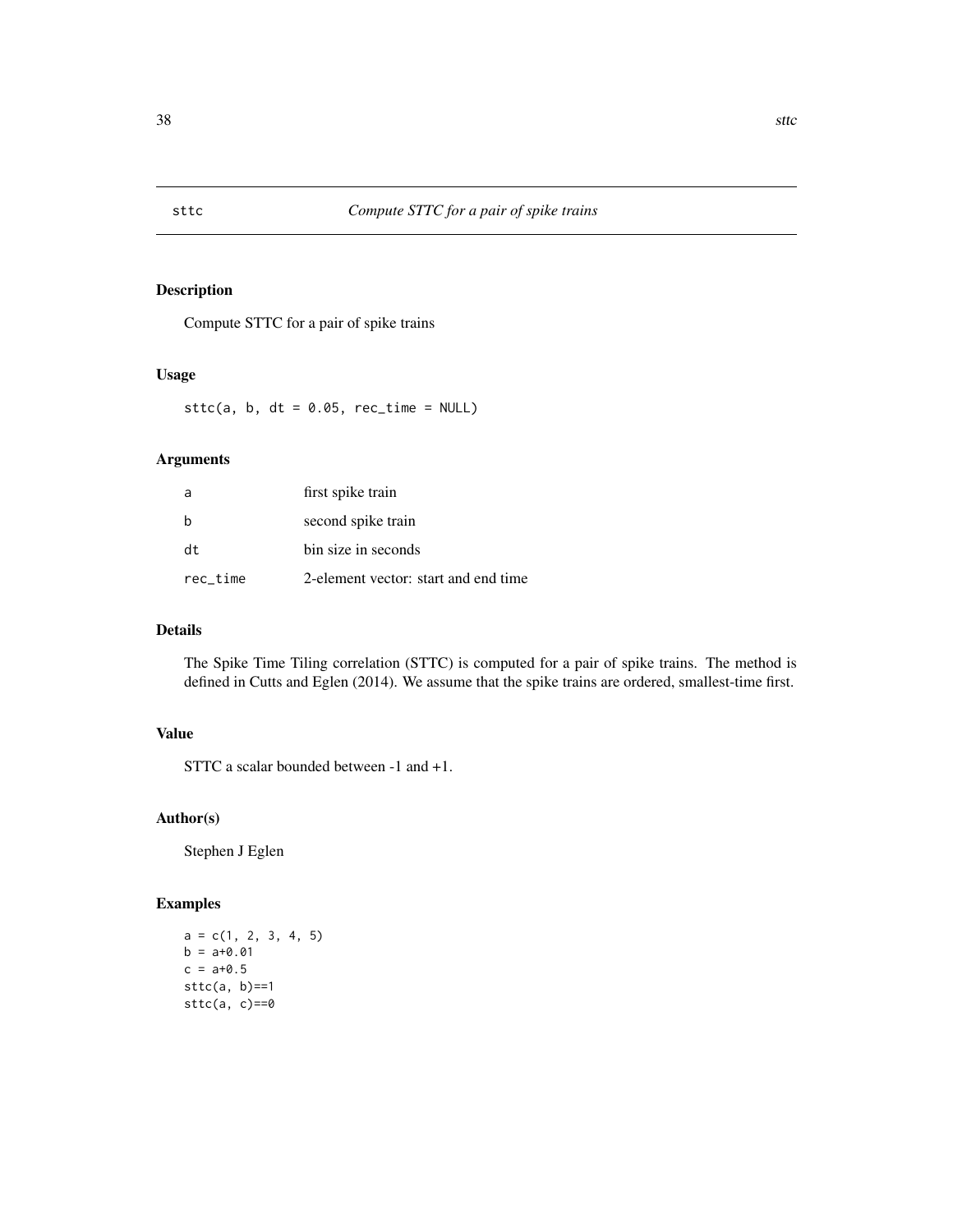# sttc — *Compute STTC for a pair of spike trains*

## Description

Compute STTC for a pair of spike trains

## Usage

```
sttc(a, b, dt = 0.05, rec_time = NULL)
```

## Arguments

| Argument | Description |
|---|---|
| a | first spike train |
| b | second spike train |
| dt | bin size in seconds |
| rec_time | 2-element vector: start and end time |

## Details

The Spike Time Tiling correlation (STTC) is computed for a pair of spike trains. The method is defined in Cutts and Eglen (2014). We assume that the spike trains are ordered, smallest-time first.

## Value

STTC a scalar bounded between -1 and +1.

## Author(s)

Stephen J Eglen

## Examples

```
a = c(1, 2, 3, 4, 5)
b = a+0.01
c = a+0.5
sttc(a, b)==1
sttc(a, c)==0
```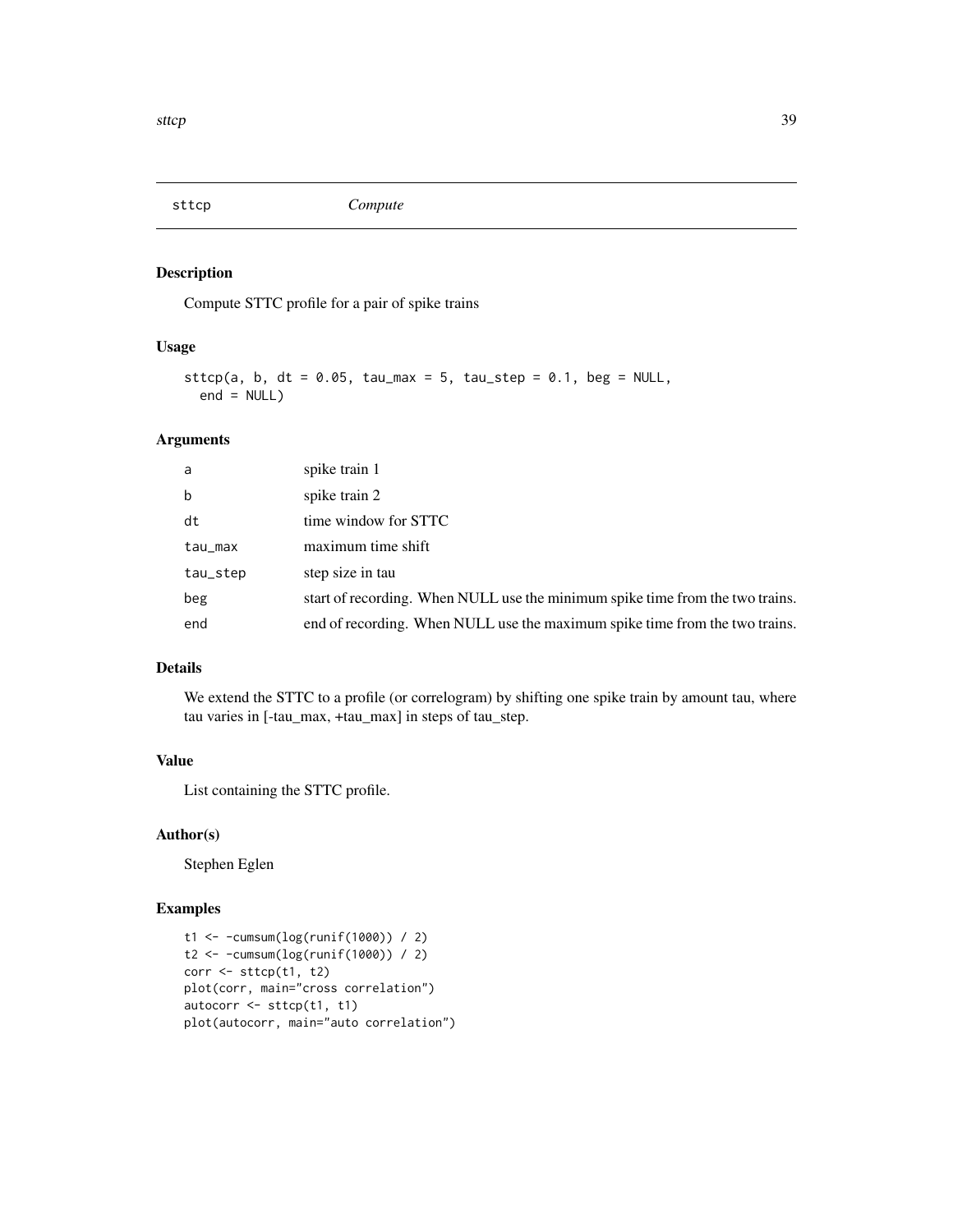## sttcp — *Compute*

### Description

Compute STTC profile for a pair of spike trains

### Usage

```
sttcp(a, b, dt = 0.05, tau_max = 5, tau_step = 0.1, beg = NULL,
  end = NULL)
```

### Arguments

| | |
|---|---|
| `a` | spike train 1 |
| `b` | spike train 2 |
| `dt` | time window for STTC |
| `tau_max` | maximum time shift |
| `tau_step` | step size in tau |
| `beg` | start of recording. When NULL use the minimum spike time from the two trains. |
| `end` | end of recording. When NULL use the maximum spike time from the two trains. |

### Details

We extend the STTC to a profile (or correlogram) by shifting one spike train by amount tau, where tau varies in [-tau_max, +tau_max] in steps of tau_step.

### Value

List containing the STTC profile.

### Author(s)

Stephen Eglen

### Examples

```
t1 <- -cumsum(log(runif(1000)) / 2)
t2 <- -cumsum(log(runif(1000)) / 2)
corr <- sttcp(t1, t2)
plot(corr, main="cross correlation")
autocorr <- sttcp(t1, t1)
plot(autocorr, main="auto correlation")
```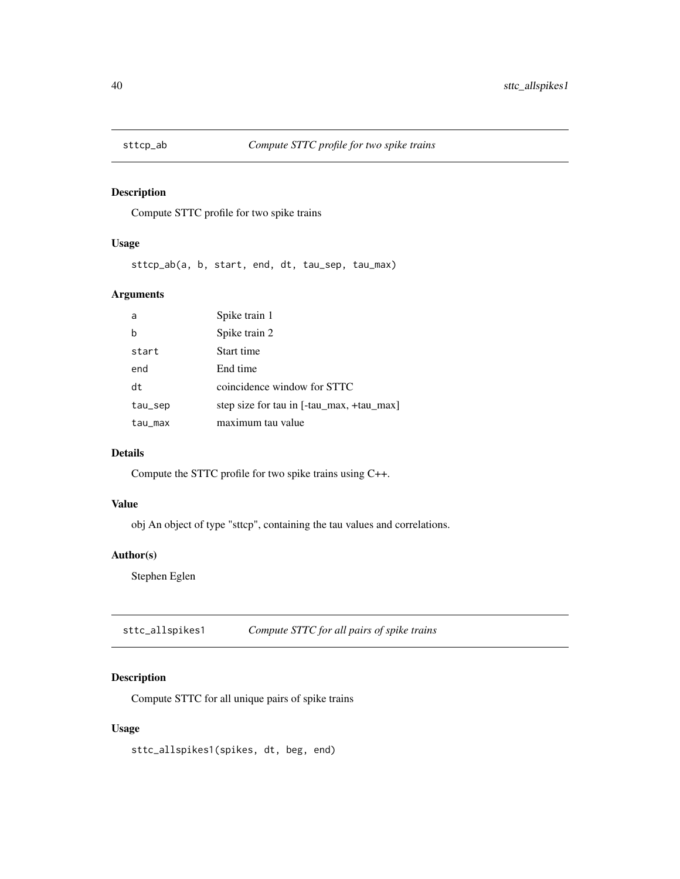## sttcp_ab *Compute STTC profile for two spike trains*

### Description

Compute STTC profile for two spike trains

### Usage

```
sttcp_ab(a, b, start, end, dt, tau_sep, tau_max)
```

### Arguments

| | |
|---|---|
| a | Spike train 1 |
| b | Spike train 2 |
| start | Start time |
| end | End time |
| dt | coincidence window for STTC |
| tau_sep | step size for tau in [-tau_max, +tau_max] |
| tau_max | maximum tau value |

### Details

Compute the STTC profile for two spike trains using C++.

### Value

obj An object of type "sttcp", containing the tau values and correlations.

### Author(s)

Stephen Eglen

## sttc_allspikes1 *Compute STTC for all pairs of spike trains*

### Description

Compute STTC for all unique pairs of spike trains

### Usage

```
sttc_allspikes1(spikes, dt, beg, end)
```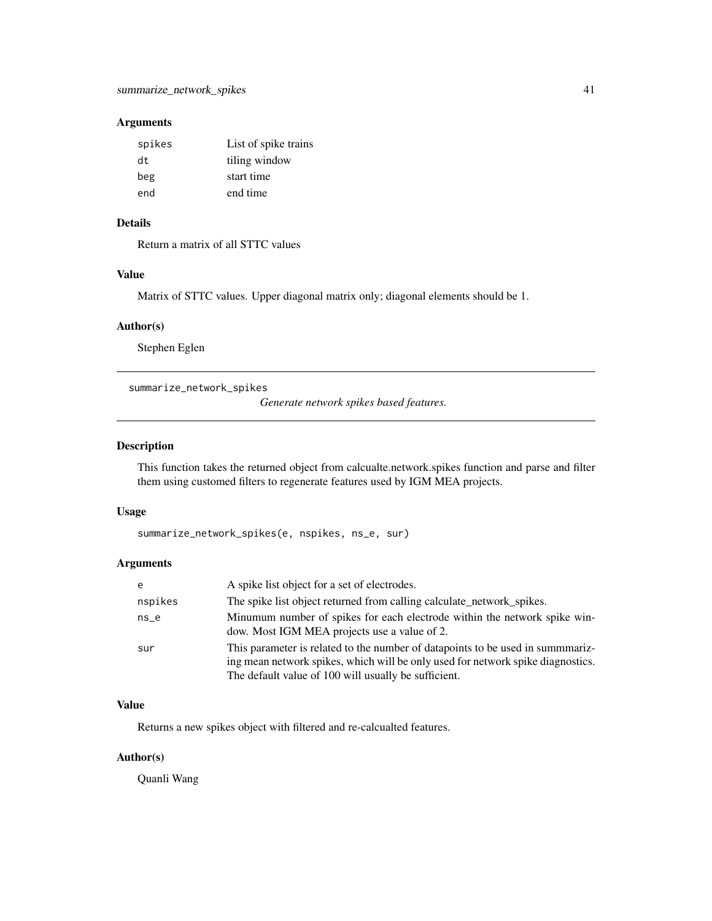### Arguments

| | |
|---|---|
| spikes | List of spike trains |
| dt | tiling window |
| beg | start time |
| end | end time |

### Details

Return a matrix of all STTC values

### Value

Matrix of STTC values. Upper diagonal matrix only; diagonal elements should be 1.

### Author(s)

Stephen Eglen

---

## summarize_network_spikes

*Generate network spikes based features.*

---

### Description

This function takes the returned object from calcualte.network.spikes function and parse and filter them using customed filters to regenerate features used by IGM MEA projects.

### Usage

```
summarize_network_spikes(e, nspikes, ns_e, sur)
```

### Arguments

| | |
|---|---|
| e | A spike list object for a set of electrodes. |
| nspikes | The spike list object returned from calling calculate_network_spikes. |
| ns_e | Minumum number of spikes for each electrode within the network spike window. Most IGM MEA projects use a value of 2. |
| sur | This parameter is related to the number of datapoints to be used in summmarizing mean network spikes, which will be only used for network spike diagnostics. The default value of 100 will usually be sufficient. |

### Value

Returns a new spikes object with filtered and re-calcualted features.

### Author(s)

Quanli Wang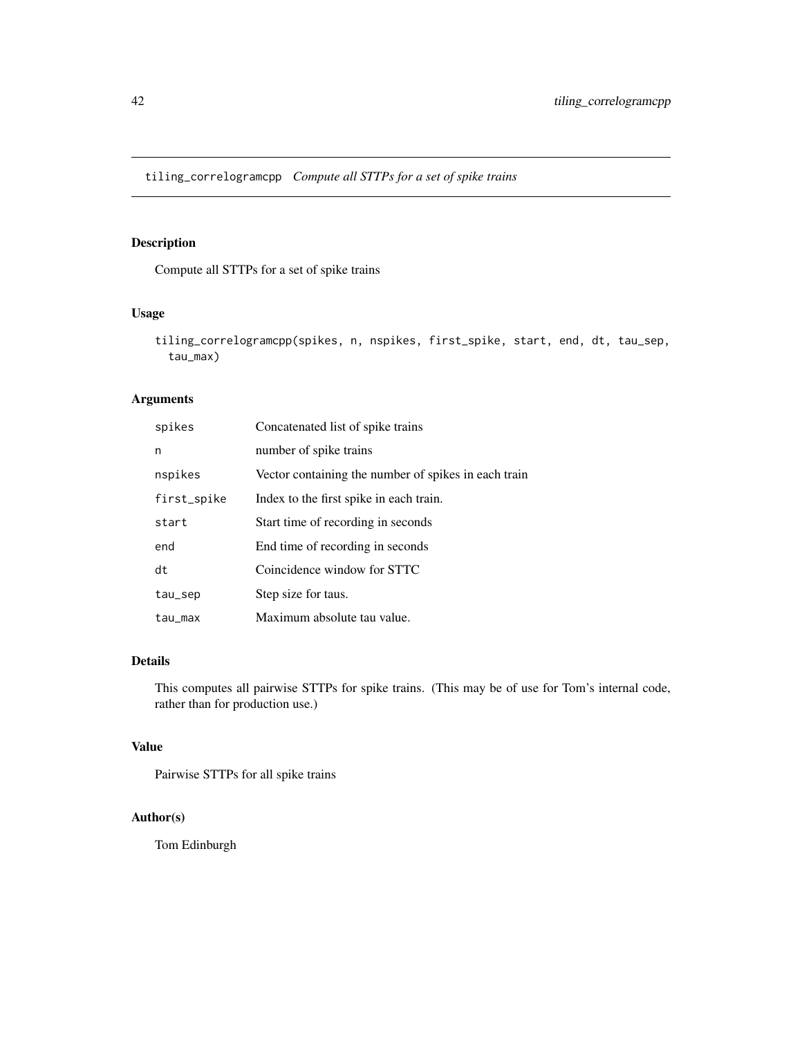tiling_correlogramcpp *Compute all STTPs for a set of spike trains*

## Description

Compute all STTPs for a set of spike trains

## Usage

```
tiling_correlogramcpp(spikes, n, nspikes, first_spike, start, end, dt, tau_sep,
  tau_max)
```

## Arguments

| | |
|---|---|
| spikes | Concatenated list of spike trains |
| n | number of spike trains |
| nspikes | Vector containing the number of spikes in each train |
| first_spike | Index to the first spike in each train. |
| start | Start time of recording in seconds |
| end | End time of recording in seconds |
| dt | Coincidence window for STTC |
| tau_sep | Step size for taus. |
| tau_max | Maximum absolute tau value. |

## Details

This computes all pairwise STTPs for spike trains. (This may be of use for Tom's internal code, rather than for production use.)

## Value

Pairwise STTPs for all spike trains

## Author(s)

Tom Edinburgh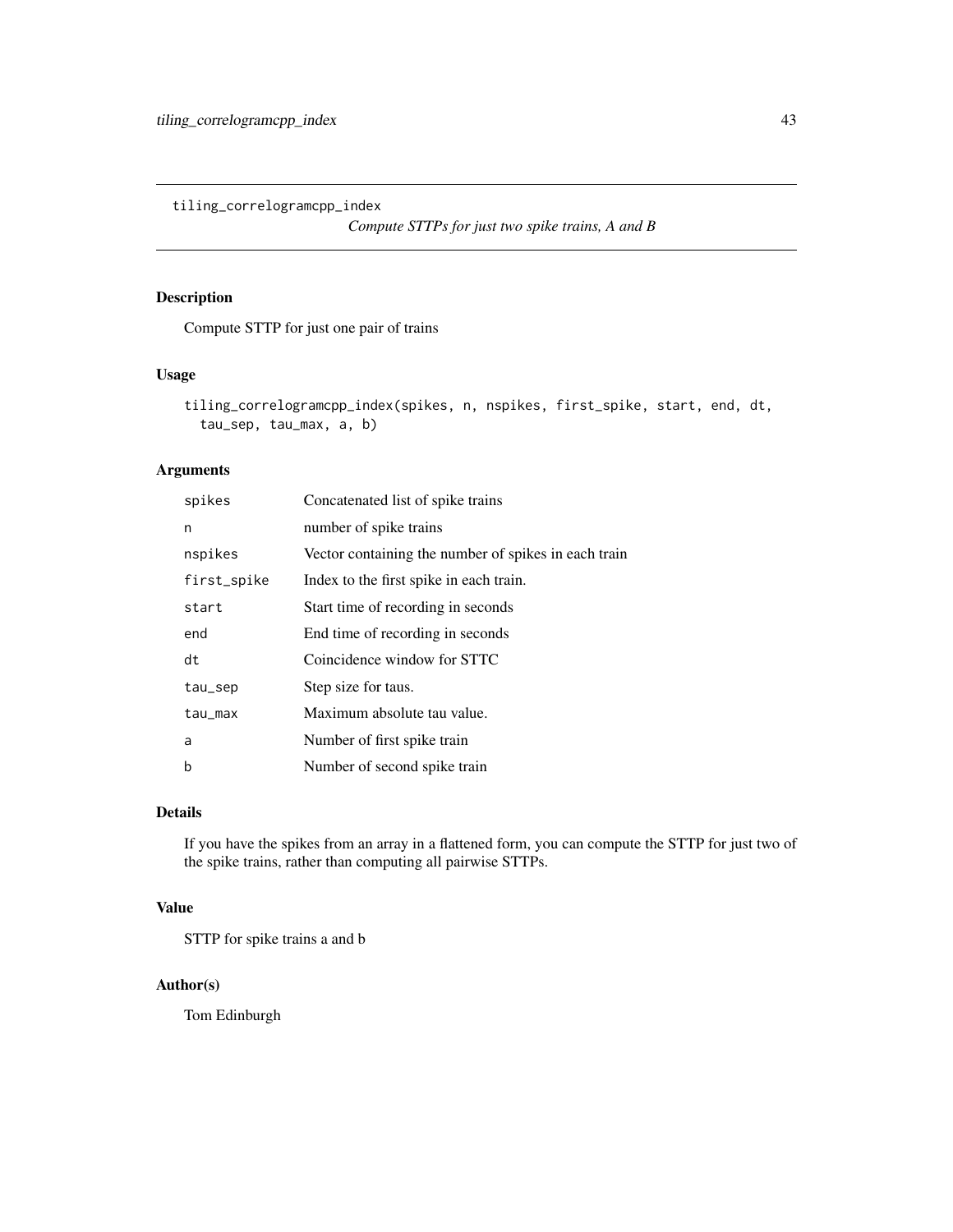tiling_correlogramcpp_index

*Compute STTPs for just two spike trains, A and B*

## Description

Compute STTP for just one pair of trains

## Usage

```
tiling_correlogramcpp_index(spikes, n, nspikes, first_spike, start, end, dt,
  tau_sep, tau_max, a, b)
```

## Arguments

| | |
|---|---|
| spikes | Concatenated list of spike trains |
| n | number of spike trains |
| nspikes | Vector containing the number of spikes in each train |
| first_spike | Index to the first spike in each train. |
| start | Start time of recording in seconds |
| end | End time of recording in seconds |
| dt | Coincidence window for STTC |
| tau_sep | Step size for taus. |
| tau_max | Maximum absolute tau value. |
| a | Number of first spike train |
| b | Number of second spike train |

## Details

If you have the spikes from an array in a flattened form, you can compute the STTP for just two of the spike trains, rather than computing all pairwise STTPs.

## Value

STTP for spike trains a and b

## Author(s)

Tom Edinburgh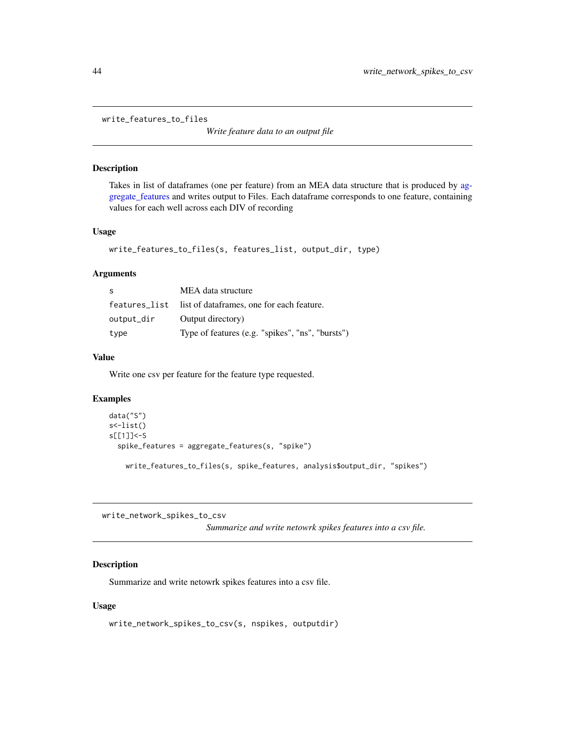## write_features_to_files

*Write feature data to an output file*

### Description

Takes in list of dataframes (one per feature) from an MEA data structure that is produced by aggregate_features and writes output to Files. Each dataframe corresponds to one feature, containing values for each well across each DIV of recording

### Usage

```
write_features_to_files(s, features_list, output_dir, type)
```

### Arguments

| | |
|---|---|
| s | MEA data structure |
| features_list | list of dataframes, one for each feature. |
| output_dir | Output directory) |
| type | Type of features (e.g. "spikes", "ns", "bursts") |

### Value

Write one csv per feature for the feature type requested.

### Examples

```
data("S")
s<-list()
s[[1]]<-S
  spike_features = aggregate_features(s, "spike")

    write_features_to_files(s, spike_features, analysis$output_dir, "spikes")
```

## write_network_spikes_to_csv

*Summarize and write netowrk spikes features into a csv file.*

### Description

Summarize and write netowrk spikes features into a csv file.

### Usage

```
write_network_spikes_to_csv(s, nspikes, outputdir)
```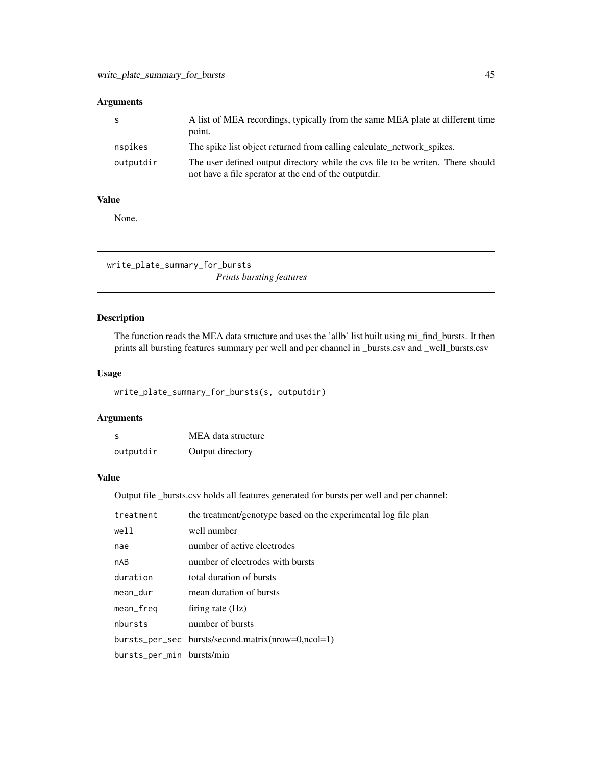## Arguments

| | |
|---|---|
| s | A list of MEA recordings, typically from the same MEA plate at different time point. |
| nspikes | The spike list object returned from calling calculate_network_spikes. |
| outputdir | The user defined output directory while the cvs file to be writen. There should not have a file sperator at the end of the outputdir. |

## Value

None.

---

# write_plate_summary_for_bursts

*Prints bursting features*

## Description

The function reads the MEA data structure and uses the 'allb' list built using mi_find_bursts. It then prints all bursting features summary per well and per channel in _bursts.csv and _well_bursts.csv

## Usage

```
write_plate_summary_for_bursts(s, outputdir)
```

## Arguments

| | |
|---|---|
| s | MEA data structure |
| outputdir | Output directory |

## Value

Output file _bursts.csv holds all features generated for bursts per well and per channel:

| | |
|---|---|
| treatment | the treatment/genotype based on the experimental log file plan |
| well | well number |
| nae | number of active electrodes |
| nAB | number of electrodes with bursts |
| duration | total duration of bursts |
| mean_dur | mean duration of bursts |
| mean_freq | firing rate (Hz) |
| nbursts | number of bursts |
| bursts_per_sec | bursts/second.matrix(nrow=0,ncol=1) |
| bursts_per_min | bursts/min |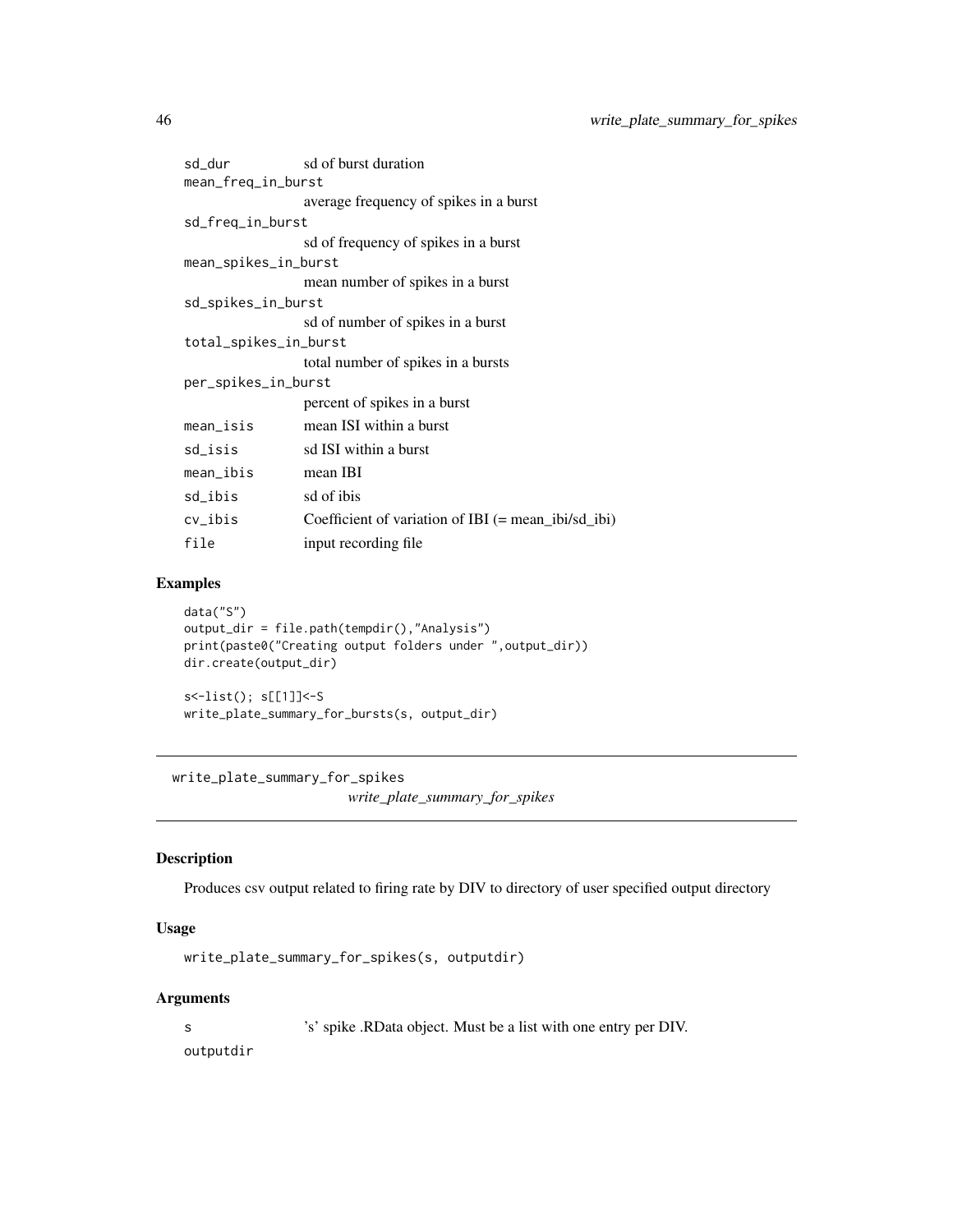| | |
|---|---|
| sd_dur | sd of burst duration |
| mean_freq_in_burst | average frequency of spikes in a burst |
| sd_freq_in_burst | sd of frequency of spikes in a burst |
| mean_spikes_in_burst | mean number of spikes in a burst |
| sd_spikes_in_burst | sd of number of spikes in a burst |
| total_spikes_in_burst | total number of spikes in a bursts |
| per_spikes_in_burst | percent of spikes in a burst |
| mean_isis | mean ISI within a burst |
| sd_isis | sd ISI within a burst |
| mean_ibis | mean IBI |
| sd_ibis | sd of ibis |
| cv_ibis | Coefficient of variation of IBI (= mean_ibi/sd_ibi) |
| file | input recording file |

### Examples

```
data("S")
output_dir = file.path(tempdir(),"Analysis")
print(paste0("Creating output folders under ",output_dir))
dir.create(output_dir)

s<-list(); s[[1]]<-S
write_plate_summary_for_bursts(s, output_dir)
```

---

## write_plate_summary_for_spikes

*write_plate_summary_for_spikes*

### Description

Produces csv output related to firing rate by DIV to directory of user specified output directory

### Usage

```
write_plate_summary_for_spikes(s, outputdir)
```

### Arguments

| | |
|---|---|
| s | 's' spike .RData object. Must be a list with one entry per DIV. |
| outputdir | |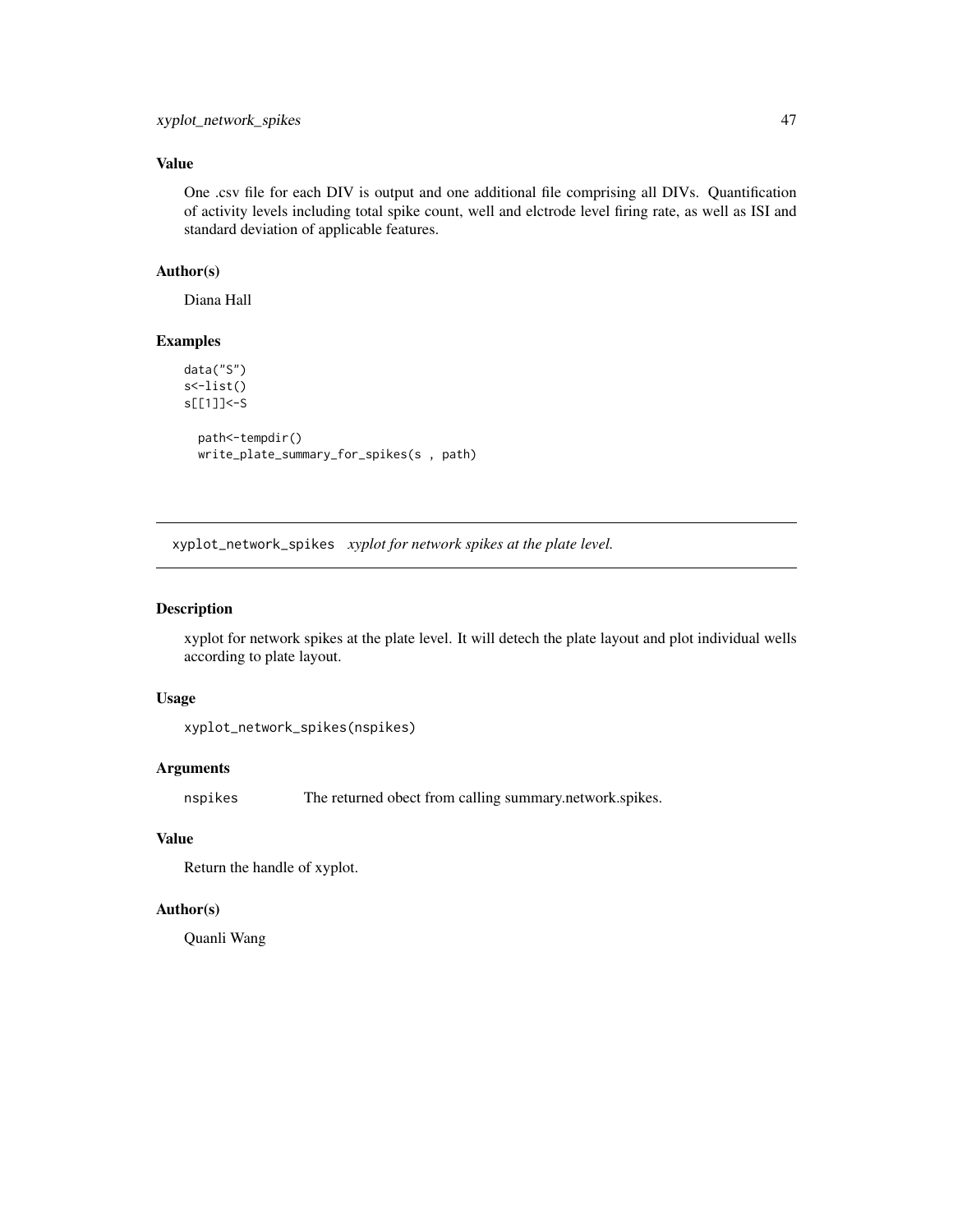### Value

One .csv file for each DIV is output and one additional file comprising all DIVs. Quantification of activity levels including total spike count, well and elctrode level firing rate, as well as ISI and standard deviation of applicable features.

### Author(s)

Diana Hall

### Examples

```
data("S")
s<-list()
s[[1]]<-S

  path<-tempdir()
  write_plate_summary_for_spikes(s , path)
```

---

## xyplot_network_spikes *xyplot for network spikes at the plate level.*

---

### Description

xyplot for network spikes at the plate level. It will detech the plate layout and plot individual wells according to plate layout.

### Usage

```
xyplot_network_spikes(nspikes)
```

### Arguments

| | |
|---|---|
| nspikes | The returned obect from calling summary.network.spikes. |

### Value

Return the handle of xyplot.

### Author(s)

Quanli Wang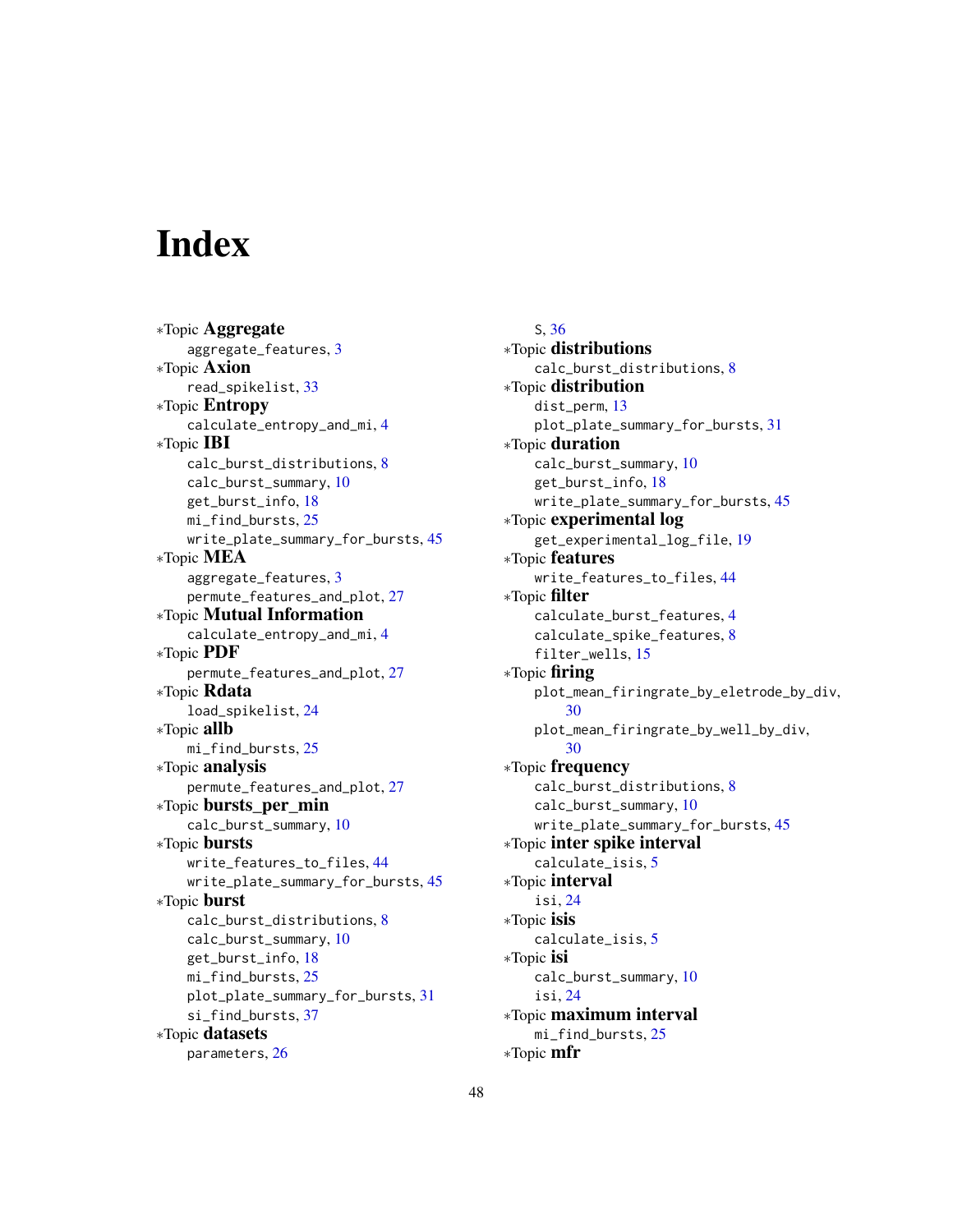# Index

*Topic **Aggregate**
    aggregate_features, 3
*Topic **Axion**
    read_spikelist, 33
*Topic **Entropy**
    calculate_entropy_and_mi, 4
*Topic **IBI**
    calc_burst_distributions, 8
    calc_burst_summary, 10
    get_burst_info, 18
    mi_find_bursts, 25
    write_plate_summary_for_bursts, 45
*Topic **MEA**
    aggregate_features, 3
    permute_features_and_plot, 27
*Topic **Mutual Information**
    calculate_entropy_and_mi, 4
*Topic **PDF**
    permute_features_and_plot, 27
*Topic **Rdata**
    load_spikelist, 24
*Topic **allb**
    mi_find_bursts, 25
*Topic **analysis**
    permute_features_and_plot, 27
*Topic **bursts_per_min**
    calc_burst_summary, 10
*Topic **bursts**
    write_features_to_files, 44
    write_plate_summary_for_bursts, 45
*Topic **burst**
    calc_burst_distributions, 8
    calc_burst_summary, 10
    get_burst_info, 18
    mi_find_bursts, 25
    plot_plate_summary_for_bursts, 31
    si_find_bursts, 37
*Topic **datasets**
    parameters, 26
    S, 36
*Topic **distributions**
    calc_burst_distributions, 8
*Topic **distribution**
    dist_perm, 13
    plot_plate_summary_for_bursts, 31
*Topic **duration**
    calc_burst_summary, 10
    get_burst_info, 18
    write_plate_summary_for_bursts, 45
*Topic **experimental log**
    get_experimental_log_file, 19
*Topic **features**
    write_features_to_files, 44
*Topic **filter**
    calculate_burst_features, 4
    calculate_spike_features, 8
    filter_wells, 15
*Topic **firing**
    plot_mean_firingrate_by_eletrode_by_div, 30
    plot_mean_firingrate_by_well_by_div, 30
*Topic **frequency**
    calc_burst_distributions, 8
    calc_burst_summary, 10
    write_plate_summary_for_bursts, 45
*Topic **inter spike interval**
    calculate_isis, 5
*Topic **interval**
    isi, 24
*Topic **isis**
    calculate_isis, 5
*Topic **isi**
    calc_burst_summary, 10
    isi, 24
*Topic **maximum interval**
    mi_find_bursts, 25
*Topic **mfr**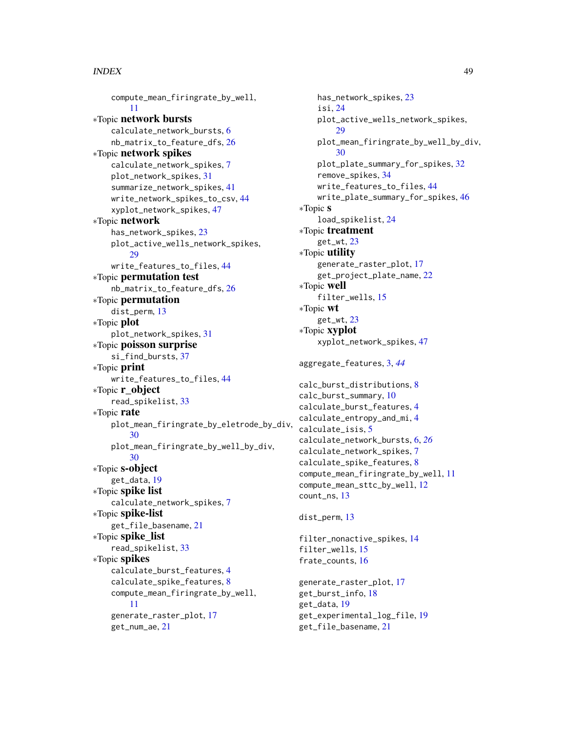compute_mean_firingrate_by_well, 11

∗Topic **network bursts**
calculate_network_bursts, 6
nb_matrix_to_feature_dfs, 26

∗Topic **network spikes**
calculate_network_spikes, 7
plot_network_spikes, 31
summarize_network_spikes, 41
write_network_spikes_to_csv, 44
xyplot_network_spikes, 47

∗Topic **network**
has_network_spikes, 23
plot_active_wells_network_spikes, 29
write_features_to_files, 44

∗Topic **permutation test**
nb_matrix_to_feature_dfs, 26

∗Topic **permutation**
dist_perm, 13

∗Topic **plot**
plot_network_spikes, 31

∗Topic **poisson surprise**
si_find_bursts, 37

∗Topic **print**
write_features_to_files, 44

∗Topic **r_object**
read_spikelist, 33

∗Topic **rate**
plot_mean_firingrate_by_eletrode_by_div, 30
plot_mean_firingrate_by_well_by_div, 30

∗Topic **s-object**
get_data, 19

∗Topic **spike list**
calculate_network_spikes, 7

∗Topic **spike-list**
get_file_basename, 21

∗Topic **spike_list**
read_spikelist, 33

∗Topic **spikes**
calculate_burst_features, 4
calculate_spike_features, 8
compute_mean_firingrate_by_well, 11
generate_raster_plot, 17
get_num_ae, 21
has_network_spikes, 23
isi, 24
plot_active_wells_network_spikes, 29
plot_mean_firingrate_by_well_by_div, 30
plot_plate_summary_for_spikes, 32
remove_spikes, 34
write_features_to_files, 44
write_plate_summary_for_spikes, 46

∗Topic **s**
load_spikelist, 24

∗Topic **treatment**
get_wt, 23

∗Topic **utility**
generate_raster_plot, 17
get_project_plate_name, 22

∗Topic **well**
filter_wells, 15

∗Topic **wt**
get_wt, 23

∗Topic **xyplot**
xyplot_network_spikes, 47

aggregate_features, 3, *44*

calc_burst_distributions, 8
calc_burst_summary, 10
calculate_burst_features, 4
calculate_entropy_and_mi, 4
calculate_isis, 5
calculate_network_bursts, 6, *26*
calculate_network_spikes, 7
calculate_spike_features, 8
compute_mean_firingrate_by_well, 11
compute_mean_sttc_by_well, 12
count_ns, 13

dist_perm, 13

filter_nonactive_spikes, 14
filter_wells, 15
frate_counts, 16

generate_raster_plot, 17
get_burst_info, 18
get_data, 19
get_experimental_log_file, 19
get_file_basename, 21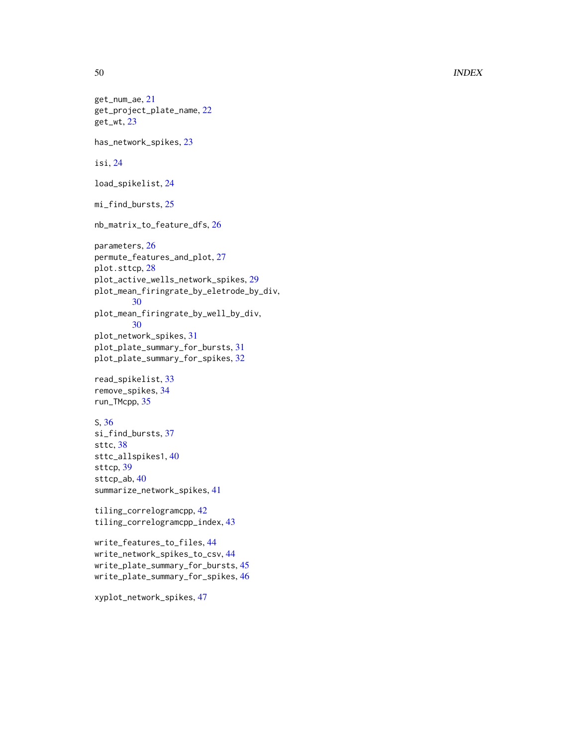get_num_ae, 21
get_project_plate_name, 22
get_wt, 23

has_network_spikes, 23

isi, 24

load_spikelist, 24

mi_find_bursts, 25

nb_matrix_to_feature_dfs, 26

parameters, 26
permute_features_and_plot, 27
plot.sttcp, 28
plot_active_wells_network_spikes, 29
plot_mean_firingrate_by_eletrode_by_div, 30
plot_mean_firingrate_by_well_by_div, 30
plot_network_spikes, 31
plot_plate_summary_for_bursts, 31
plot_plate_summary_for_spikes, 32

read_spikelist, 33
remove_spikes, 34
run_TMcpp, 35

S, 36
si_find_bursts, 37
sttc, 38
sttc_allspikes1, 40
sttcp, 39
sttcp_ab, 40
summarize_network_spikes, 41

tiling_correlogramcpp, 42
tiling_correlogramcpp_index, 43

write_features_to_files, 44
write_network_spikes_to_csv, 44
write_plate_summary_for_bursts, 45
write_plate_summary_for_spikes, 46

xyplot_network_spikes, 47